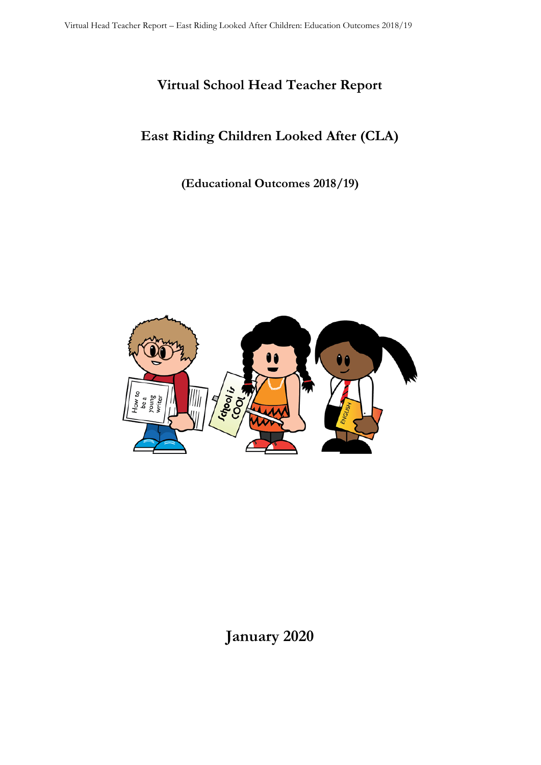# Virtual School Head Teacher Report

## East Riding Children Looked After (CLA)

### (Educational Outcomes 2018/19)

**January 2020**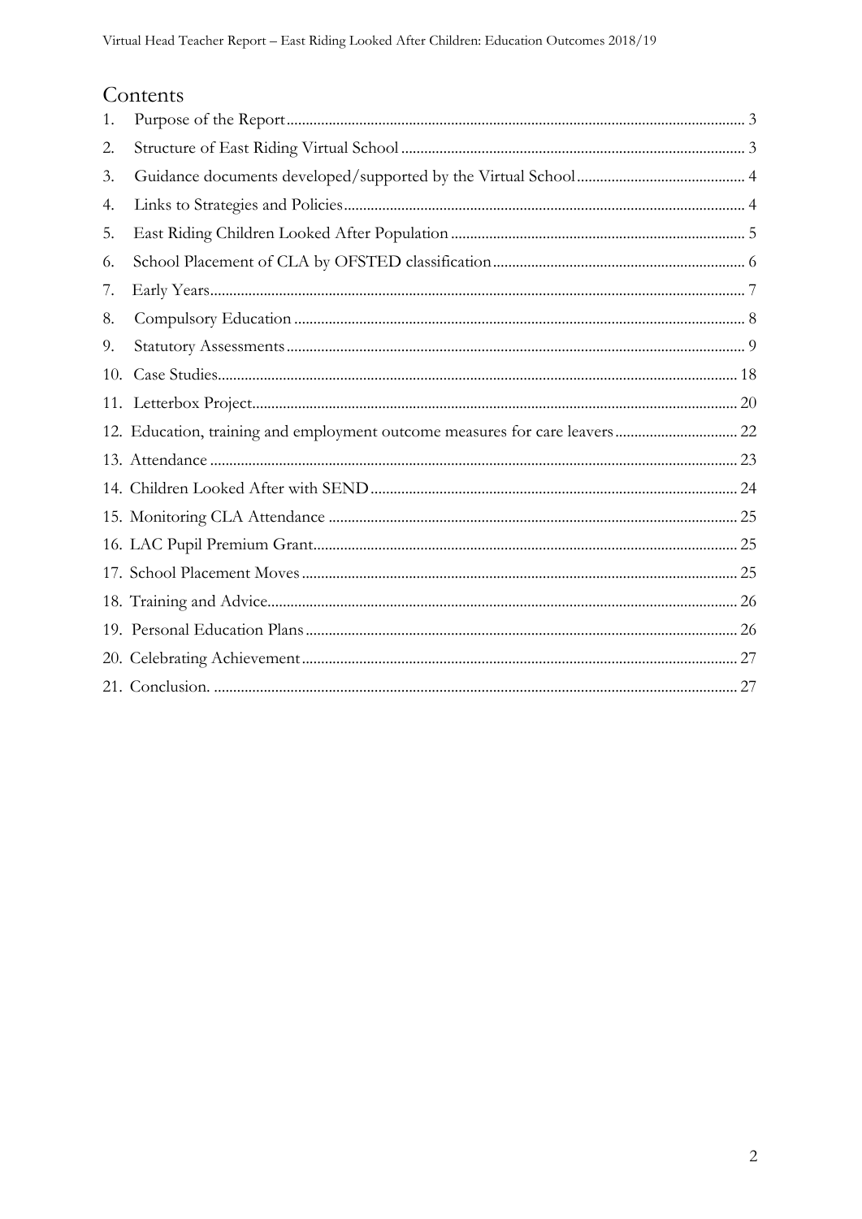# Contents

1. Purpose of the Report ..... 3
2. Structure of East Riding Virtual School ..... 3
3. Guidance documents developed/supported by the Virtual School ..... 4
4. Links to Strategies and Policies ..... 4
5. East Riding Children Looked After Population ..... 5
6. School Placement of CLA by OFSTED classification ..... 6
7. Early Years ..... 7
8. Compulsory Education ..... 8
9. Statutory Assessments ..... 9
10. Case Studies ..... 18
11. Letterbox Project ..... 20
12. Education, training and employment outcome measures for care leavers ..... 22
13. Attendance ..... 23
14. Children Looked After with SEND ..... 24
15. Monitoring CLA Attendance ..... 25
16. LAC Pupil Premium Grant ..... 25
17. School Placement Moves ..... 25
18. Training and Advice ..... 26
19. Personal Education Plans ..... 26
20. Celebrating Achievement ..... 27
21. Conclusion. ..... 27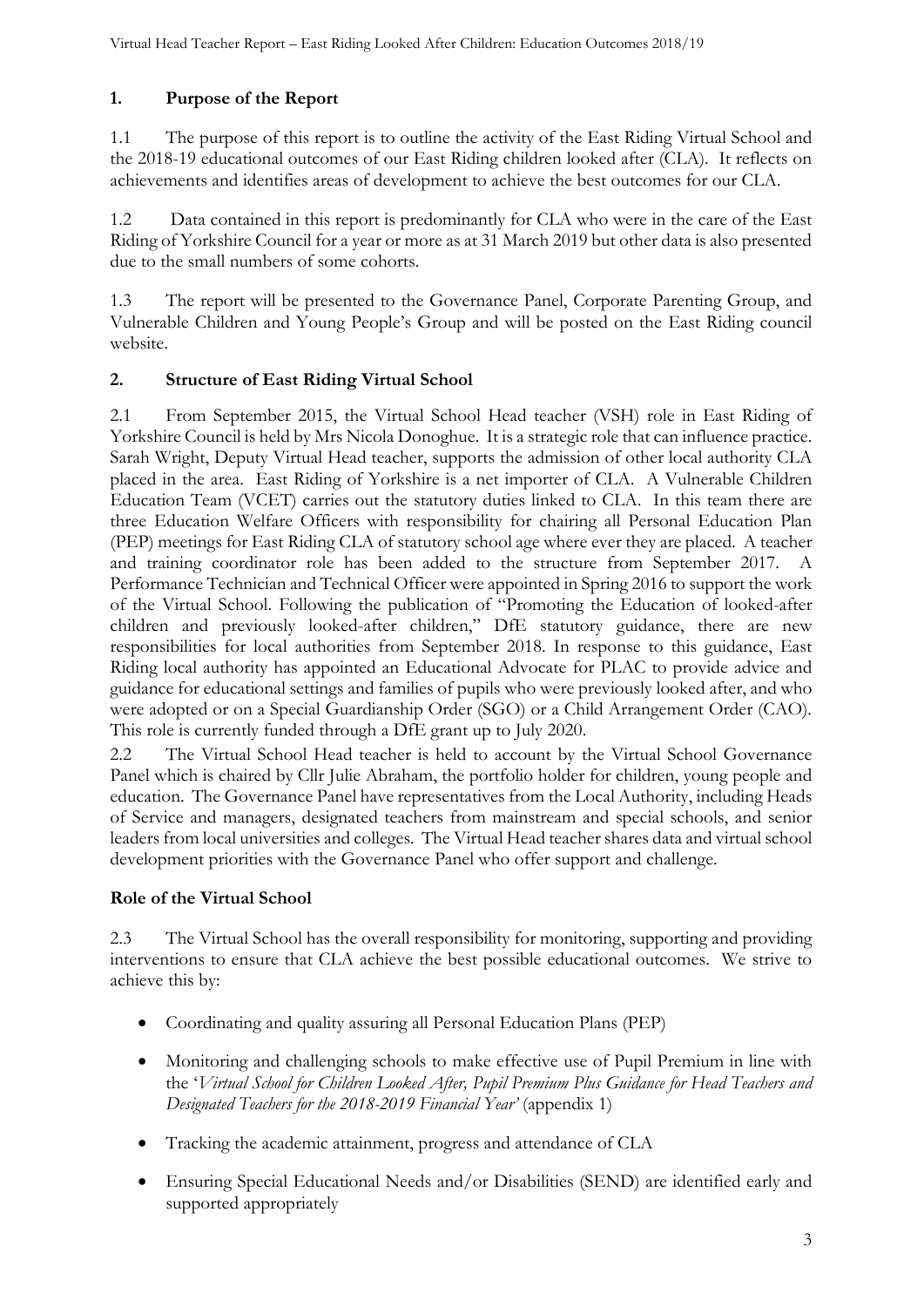## 1. Purpose of the Report

1.1 The purpose of this report is to outline the activity of the East Riding Virtual School and the 2018-19 educational outcomes of our East Riding children looked after (CLA). It reflects on achievements and identifies areas of development to achieve the best outcomes for our CLA.

1.2 Data contained in this report is predominantly for CLA who were in the care of the East Riding of Yorkshire Council for a year or more as at 31 March 2019 but other data is also presented due to the small numbers of some cohorts.

1.3 The report will be presented to the Governance Panel, Corporate Parenting Group, and Vulnerable Children and Young People's Group and will be posted on the East Riding council website.

## 2. Structure of East Riding Virtual School

2.1 From September 2015, the Virtual School Head teacher (VSH) role in East Riding of Yorkshire Council is held by Mrs Nicola Donoghue. It is a strategic role that can influence practice. Sarah Wright, Deputy Virtual Head teacher, supports the admission of other local authority CLA placed in the area. East Riding of Yorkshire is a net importer of CLA. A Vulnerable Children Education Team (VCET) carries out the statutory duties linked to CLA. In this team there are three Education Welfare Officers with responsibility for chairing all Personal Education Plan (PEP) meetings for East Riding CLA of statutory school age where ever they are placed. A teacher and training coordinator role has been added to the structure from September 2017. A Performance Technician and Technical Officer were appointed in Spring 2016 to support the work of the Virtual School. Following the publication of "Promoting the Education of looked-after children and previously looked-after children," DfE statutory guidance, there are new responsibilities for local authorities from September 2018. In response to this guidance, East Riding local authority has appointed an Educational Advocate for PLAC to provide advice and guidance for educational settings and families of pupils who were previously looked after, and who were adopted or on a Special Guardianship Order (SGO) or a Child Arrangement Order (CAO). This role is currently funded through a DfE grant up to July 2020.

2.2 The Virtual School Head teacher is held to account by the Virtual School Governance Panel which is chaired by Cllr Julie Abraham, the portfolio holder for children, young people and education. The Governance Panel have representatives from the Local Authority, including Heads of Service and managers, designated teachers from mainstream and special schools, and senior leaders from local universities and colleges. The Virtual Head teacher shares data and virtual school development priorities with the Governance Panel who offer support and challenge.

### Role of the Virtual School

2.3 The Virtual School has the overall responsibility for monitoring, supporting and providing interventions to ensure that CLA achieve the best possible educational outcomes. We strive to achieve this by:

- Coordinating and quality assuring all Personal Education Plans (PEP)
- Monitoring and challenging schools to make effective use of Pupil Premium in line with the '*Virtual School for Children Looked After, Pupil Premium Plus Guidance for Head Teachers and Designated Teachers for the 2018-2019 Financial Year*' (appendix 1)
- Tracking the academic attainment, progress and attendance of CLA
- Ensuring Special Educational Needs and/or Disabilities (SEND) are identified early and supported appropriately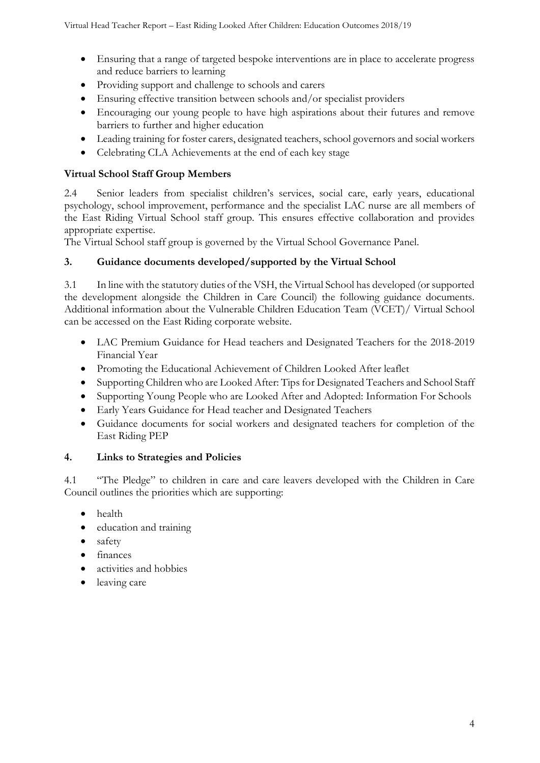- Ensuring that a range of targeted bespoke interventions are in place to accelerate progress and reduce barriers to learning
- Providing support and challenge to schools and carers
- Ensuring effective transition between schools and/or specialist providers
- Encouraging our young people to have high aspirations about their futures and remove barriers to further and higher education
- Leading training for foster carers, designated teachers, school governors and social workers
- Celebrating CLA Achievements at the end of each key stage

**Virtual School Staff Group Members**

2.4 Senior leaders from specialist children's services, social care, early years, educational psychology, school improvement, performance and the specialist LAC nurse are all members of the East Riding Virtual School staff group. This ensures effective collaboration and provides appropriate expertise.

The Virtual School staff group is governed by the Virtual School Governance Panel.

## 3. Guidance documents developed/supported by the Virtual School

3.1 In line with the statutory duties of the VSH, the Virtual School has developed (or supported the development alongside the Children in Care Council) the following guidance documents. Additional information about the Vulnerable Children Education Team (VCET)/ Virtual School can be accessed on the East Riding corporate website.

- LAC Premium Guidance for Head teachers and Designated Teachers for the 2018-2019 Financial Year
- Promoting the Educational Achievement of Children Looked After leaflet
- Supporting Children who are Looked After: Tips for Designated Teachers and School Staff
- Supporting Young People who are Looked After and Adopted: Information For Schools
- Early Years Guidance for Head teacher and Designated Teachers
- Guidance documents for social workers and designated teachers for completion of the East Riding PEP

## 4. Links to Strategies and Policies

4.1 "The Pledge" to children in care and care leavers developed with the Children in Care Council outlines the priorities which are supporting:

- health
- education and training
- safety
- finances
- activities and hobbies
- leaving care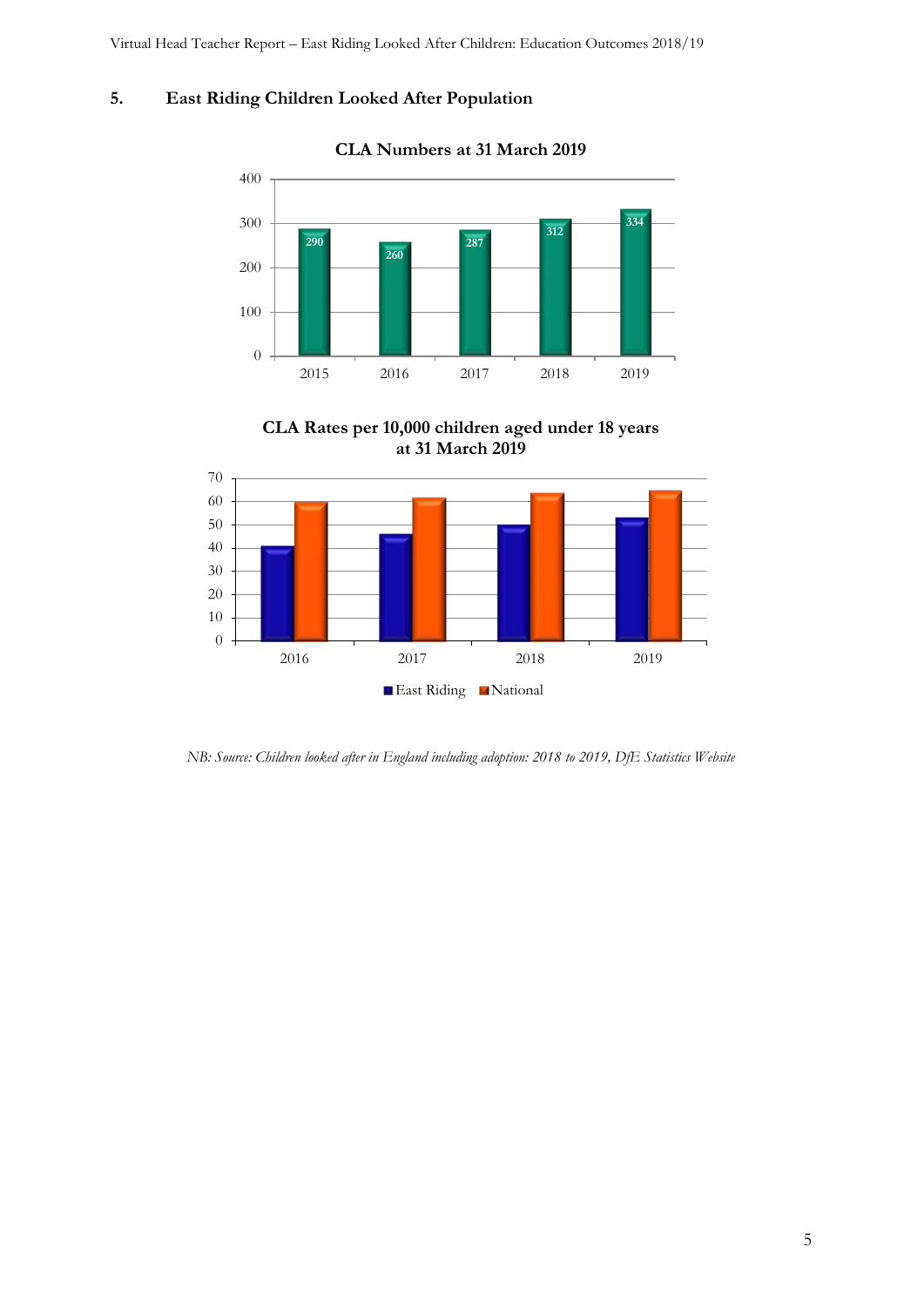## 5. East Riding Children Looked After Population

**CLA Numbers at 31 March 2019**

| Year | CLA Numbers |
|---|---|
| 2015 | 290 |
| 2016 | 260 |
| 2017 | 287 |
| 2018 | 312 |
| 2019 | 334 |

**CLA Rates per 10,000 children aged under 18 years at 31 March 2019**

| Year | East Riding | National |
|---|---|---|
| 2016 | 41 | 60 |
| 2017 | 46 | 62 |
| 2018 | 50 | 64 |
| 2019 | 53 | 65 |

*NB: Source: Children looked after in England including adoption: 2018 to 2019, DfE Statistics Website*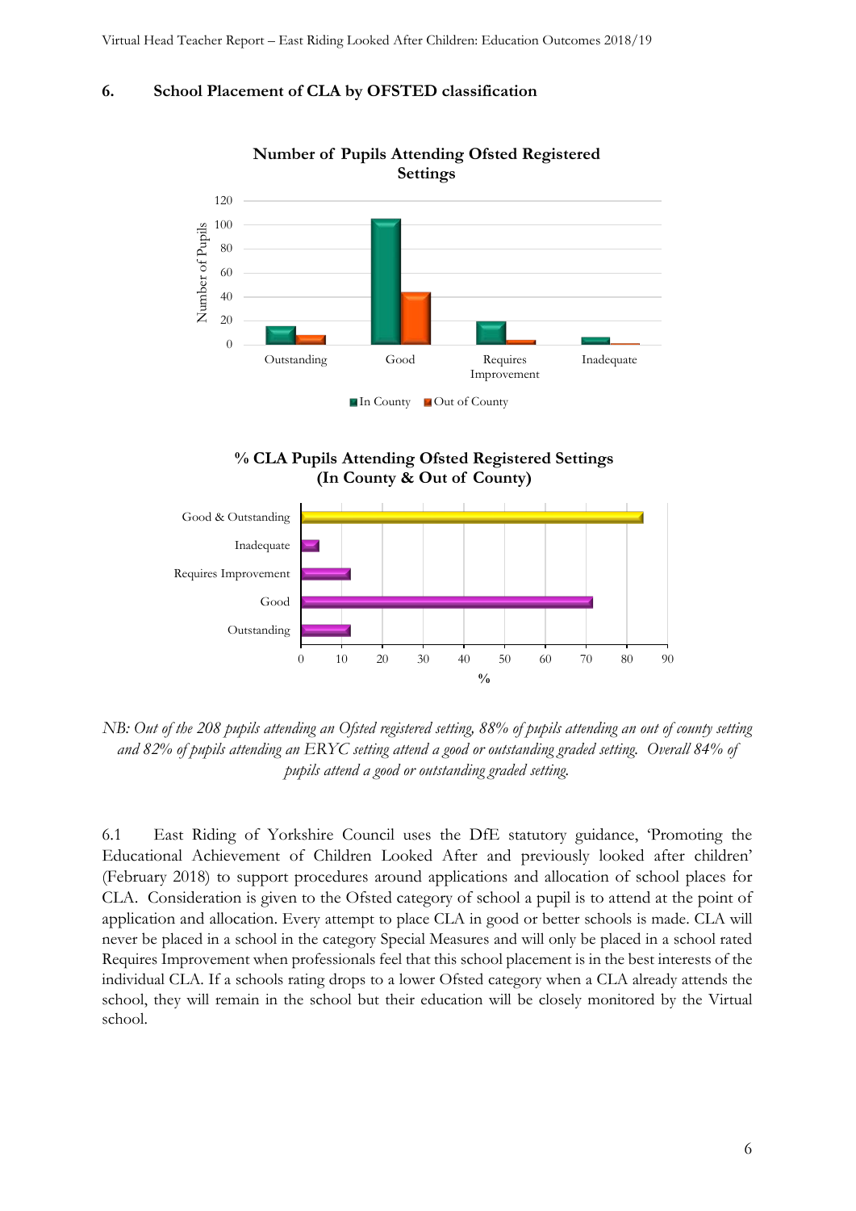## 6. School Placement of CLA by OFSTED classification

**Number of Pupils Attending Ofsted Registered Settings**

**% CLA Pupils Attending Ofsted Registered Settings (In County & Out of County)**

*NB: Out of the 208 pupils attending an Ofsted registered setting, 88% of pupils attending an out of county setting and 82% of pupils attending an ERYC setting attend a good or outstanding graded setting. Overall 84% of pupils attend a good or outstanding graded setting.*

6.1 East Riding of Yorkshire Council uses the DfE statutory guidance, 'Promoting the Educational Achievement of Children Looked After and previously looked after children' (February 2018) to support procedures around applications and allocation of school places for CLA. Consideration is given to the Ofsted category of school a pupil is to attend at the point of application and allocation. Every attempt to place CLA in good or better schools is made. CLA will never be placed in a school in the category Special Measures and will only be placed in a school rated Requires Improvement when professionals feel that this school placement is in the best interests of the individual CLA. If a schools rating drops to a lower Ofsted category when a CLA already attends the school, they will remain in the school but their education will be closely monitored by the Virtual school.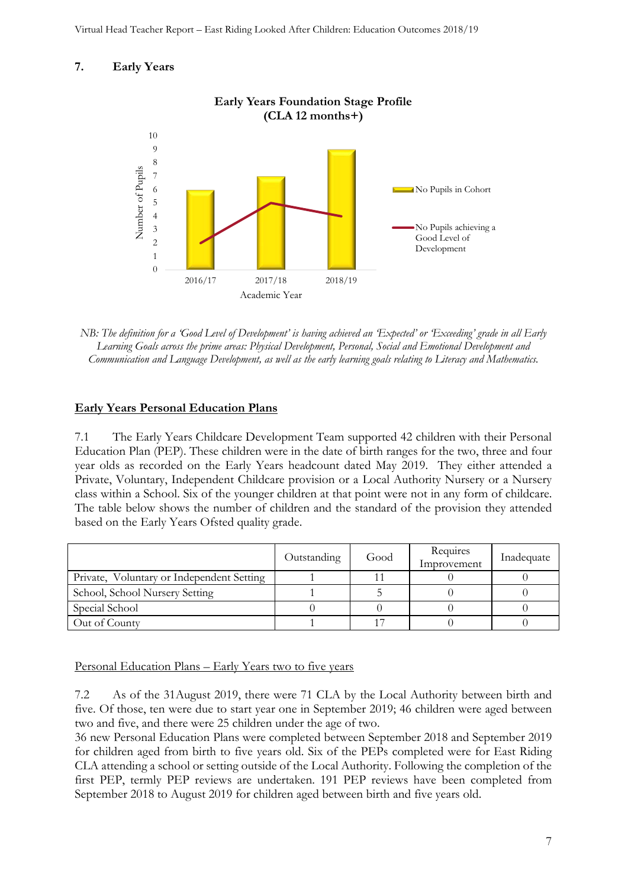## 7. Early Years

**Early Years Foundation Stage Profile (CLA 12 months+)**

NB: *The definition for a 'Good Level of Development' is having achieved an 'Expected' or 'Exceeding' grade in all Early Learning Goals across the prime areas: Physical Development, Personal, Social and Emotional Development and Communication and Language Development, as well as the early learning goals relating to Literacy and Mathematics.*

### Early Years Personal Education Plans

7.1 The Early Years Childcare Development Team supported 42 children with their Personal Education Plan (PEP). These children were in the date of birth ranges for the two, three and four year olds as recorded on the Early Years headcount dated May 2019. They either attended a Private, Voluntary, Independent Childcare provision or a Local Authority Nursery or a Nursery class within a School. Six of the younger children at that point were not in any form of childcare. The table below shows the number of children and the standard of the provision they attended based on the Early Years Ofsted quality grade.

| | Outstanding | Good | Requires Improvement | Inadequate |
|---|---|---|---|---|
| Private, Voluntary or Independent Setting | 1 | 11 | 0 | 0 |
| School, School Nursery Setting | 1 | 5 | 0 | 0 |
| Special School | 0 | 0 | 0 | 0 |
| Out of County | 1 | 17 | 0 | 0 |

Personal Education Plans – Early Years two to five years

7.2 As of the 31August 2019, there were 71 CLA by the Local Authority between birth and five. Of those, ten were due to start year one in September 2019; 46 children were aged between two and five, and there were 25 children under the age of two.

36 new Personal Education Plans were completed between September 2018 and September 2019 for children aged from birth to five years old. Six of the PEPs completed were for East Riding CLA attending a school or setting outside of the Local Authority. Following the completion of the first PEP, termly PEP reviews are undertaken. 191 PEP reviews have been completed from September 2018 to August 2019 for children aged between birth and five years old.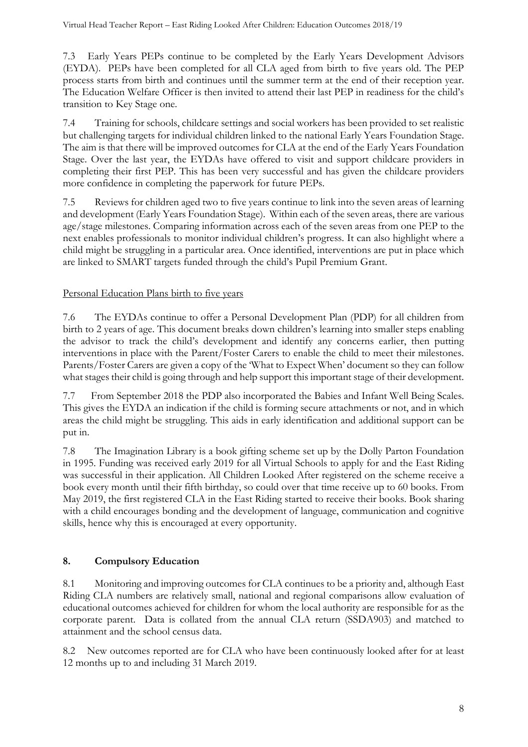7.3 Early Years PEPs continue to be completed by the Early Years Development Advisors (EYDA). PEPs have been completed for all CLA aged from birth to five years old. The PEP process starts from birth and continues until the summer term at the end of their reception year. The Education Welfare Officer is then invited to attend their last PEP in readiness for the child's transition to Key Stage one.

7.4 Training for schools, childcare settings and social workers has been provided to set realistic but challenging targets for individual children linked to the national Early Years Foundation Stage. The aim is that there will be improved outcomes for CLA at the end of the Early Years Foundation Stage. Over the last year, the EYDAs have offered to visit and support childcare providers in completing their first PEP. This has been very successful and has given the childcare providers more confidence in completing the paperwork for future PEPs.

7.5 Reviews for children aged two to five years continue to link into the seven areas of learning and development (Early Years Foundation Stage). Within each of the seven areas, there are various age/stage milestones. Comparing information across each of the seven areas from one PEP to the next enables professionals to monitor individual children's progress. It can also highlight where a child might be struggling in a particular area. Once identified, interventions are put in place which are linked to SMART targets funded through the child's Pupil Premium Grant.

<u>Personal Education Plans birth to five years</u>

7.6 The EYDAs continue to offer a Personal Development Plan (PDP) for all children from birth to 2 years of age. This document breaks down children's learning into smaller steps enabling the advisor to track the child's development and identify any concerns earlier, then putting interventions in place with the Parent/Foster Carers to enable the child to meet their milestones. Parents/Foster Carers are given a copy of the 'What to Expect When' document so they can follow what stages their child is going through and help support this important stage of their development.

7.7 From September 2018 the PDP also incorporated the Babies and Infant Well Being Scales. This gives the EYDA an indication if the child is forming secure attachments or not, and in which areas the child might be struggling. This aids in early identification and additional support can be put in.

7.8 The Imagination Library is a book gifting scheme set up by the Dolly Parton Foundation in 1995. Funding was received early 2019 for all Virtual Schools to apply for and the East Riding was successful in their application. All Children Looked After registered on the scheme receive a book every month until their fifth birthday, so could over that time receive up to 60 books. From May 2019, the first registered CLA in the East Riding started to receive their books. Book sharing with a child encourages bonding and the development of language, communication and cognitive skills, hence why this is encouraged at every opportunity.

## 8. Compulsory Education

8.1 Monitoring and improving outcomes for CLA continues to be a priority and, although East Riding CLA numbers are relatively small, national and regional comparisons allow evaluation of educational outcomes achieved for children for whom the local authority are responsible for as the corporate parent. Data is collated from the annual CLA return (SSDA903) and matched to attainment and the school census data.

8.2 New outcomes reported are for CLA who have been continuously looked after for at least 12 months up to and including 31 March 2019.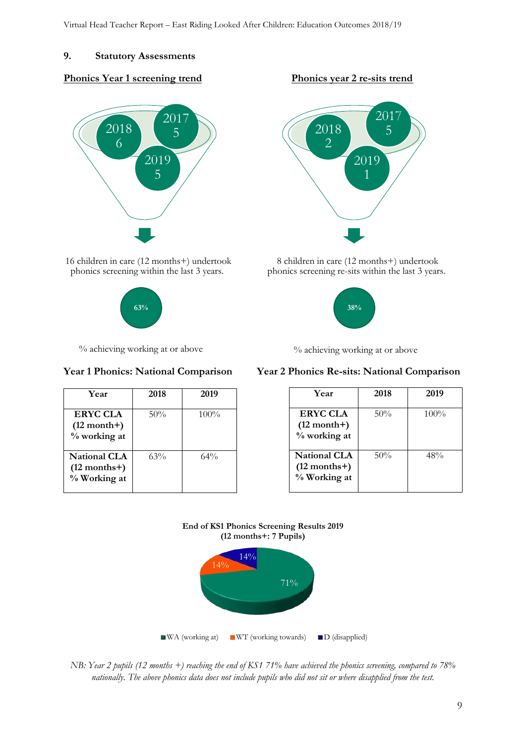## 9. Statistical Assessments

### Phonics Year 1 screening trend

2018: 6
2017: 5
2019: 5

16 children in care (12 months+) undertook phonics screening within the last 3 years.

63%

% achieving working at or above

### Phonics year 2 re-sits trend

2018: 2
2017: 5
2019: 1

8 children in care (12 months+) undertook phonics screening re-sits within the last 3 years.

38%

% achieving working at or above

### Year 1 Phonics: National Comparison

| Year | 2018 | 2019 |
|---|---|---|
| **ERYC CLA (12 month+) % working at** | 50% | 100% |
| **National CLA (12 months+) % Working at** | 63% | 64% |

### Year 2 Phonics Re-sits: National Comparison

| Year | 2018 | 2019 |
|---|---|---|
| **ERYC CLA (12 month+) % working at** | 50% | 100% |
| **National CLA (12 months+) % Working at** | 50% | 48% |

**End of KS1 Phonics Screening Results 2019 (12 months+: 7 Pupils)**

- WA (working at): 71%
- WT (working towards): 14%
- D (disapplied): 14%

*NB: Year 2 pupils (12 months +) reaching the end of KS1 71% have achieved the phonics screening, compared to 78% nationally. The above phonics data does not include pupils who did not sit or where disapplied from the test.*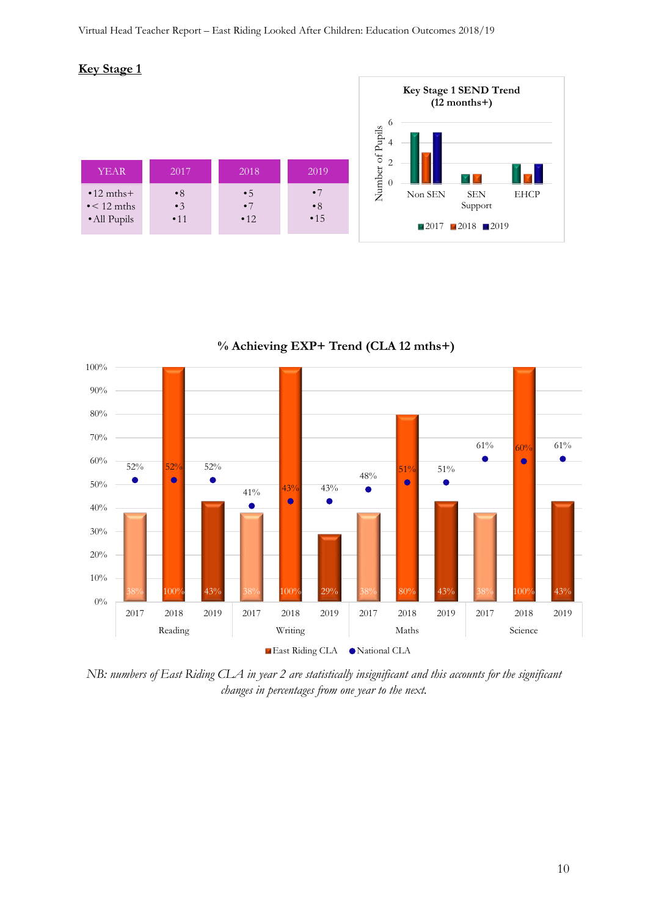## Key Stage 1

| YEAR | 2017 | 2018 | 2019 |
|---|---|---|---|
| 12 mths+ | 8 | 5 | 7 |
| < 12 mths | 3 | 7 | 8 |
| All Pupils | 11 | 12 | 15 |

**Key Stage 1 SEND Trend (12 months+)**

| Number of Pupils | 2017 | 2018 | 2019 |
|---|---|---|---|
| Non SEN | 5 | 3 | 5 |
| SEN Support | 1 | 1 | |
| EHCP | 2 | 1 | 2 |

**% Achieving EXP+ Trend (CLA 12 mths+)**

| Subject | Year | East Riding CLA | National CLA |
|---|---|---|---|
| Reading | 2017 | 38% | 52% |
| Reading | 2018 | 100% | 52% |
| Reading | 2019 | 43% | 52% |
| Writing | 2017 | 38% | 41% |
| Writing | 2018 | 100% | 43% |
| Writing | 2019 | 29% | 43% |
| Maths | 2017 | 38% | 48% |
| Maths | 2018 | 80% | 51% |
| Maths | 2019 | 43% | 51% |
| Science | 2017 | 38% | 61% |
| Science | 2018 | 100% | 60% |
| Science | 2019 | 43% | 61% |

*NB: numbers of East Riding CLA in year 2 are statistically insignificant and this accounts for the significant changes in percentages from one year to the next.*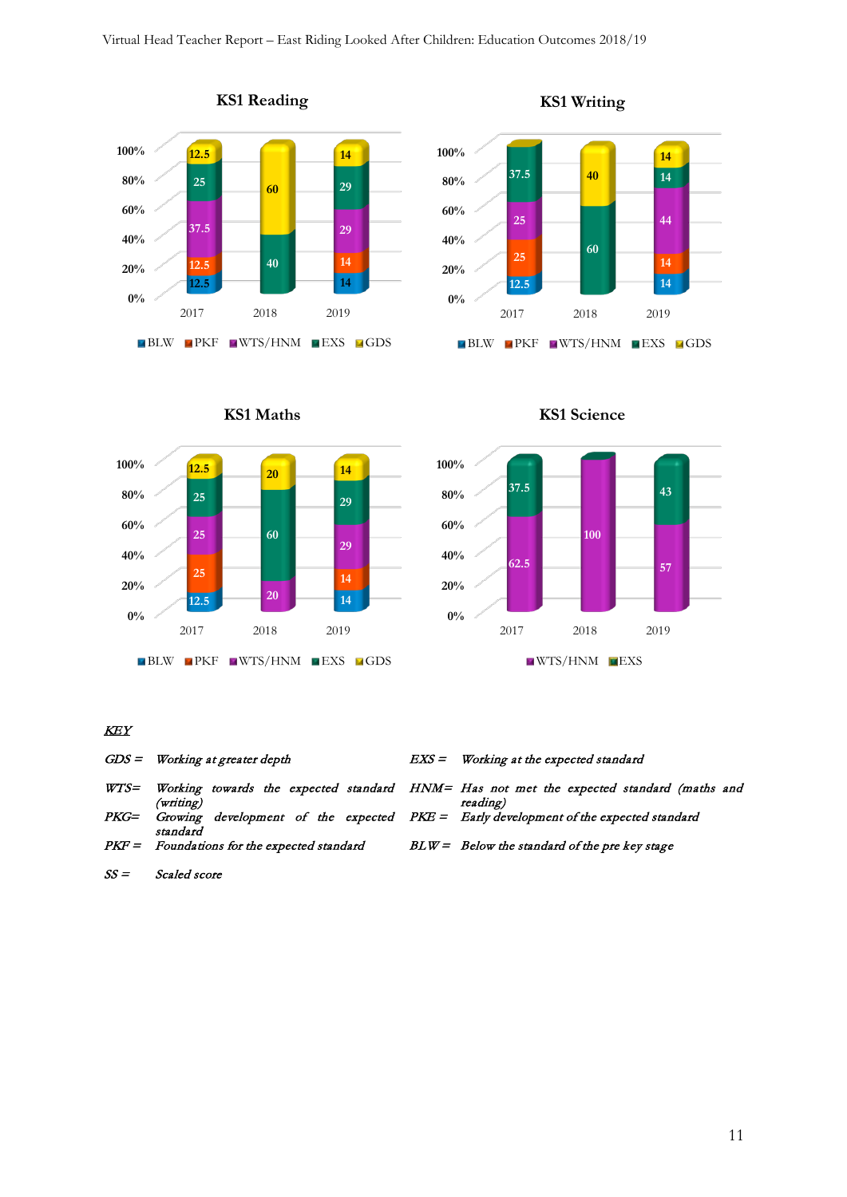## KS1 Reading

| | BLW | PKF | WTS/HNM | EXS | GDS |
|---|---|---|---|---|---|
| 2017 | 12.5 | 12.5 | 37.5 | 25 | 12.5 |
| 2018 | | | | 40 | 60 |
| 2019 | 14 | 14 | 29 | 29 | 14 |

## KS1 Writing

| | BLW | PKF | WTS/HNM | EXS | GDS |
|---|---|---|---|---|---|
| 2017 | 12.5 | 25 | 25 | 37.5 | |
| 2018 | | | | 60 | 40 |
| 2019 | 14 | 14 | 44 | 14 | 14 |

## KS1 Maths

| | BLW | PKF | WTS/HNM | EXS | GDS |
|---|---|---|---|---|---|
| 2017 | 12.5 | 25 | 25 | 25 | 12.5 |
| 2018 | | | 20 | 60 | 20 |
| 2019 | 14 | 14 | 29 | 29 | 14 |

## KS1 Science

| | WTS/HNM | EXS |
|---|---|---|
| 2017 | 62.5 | 37.5 |
| 2018 | 100 | |
| 2019 | 57 | 43 |

***KEY***

*GDS = Working at greater depth*

*EXS = Working at the expected standard*

*WTS= Working towards the expected standard (writing)*

*HNM= Has not met the expected standard (maths and reading)*

*PKG= Growing development of the expected standard*

*PKE = Early development of the expected standard*

*PKF = Foundations for the expected standard*

*BLW = Below the standard of the pre key stage*

*SS = Scaled score*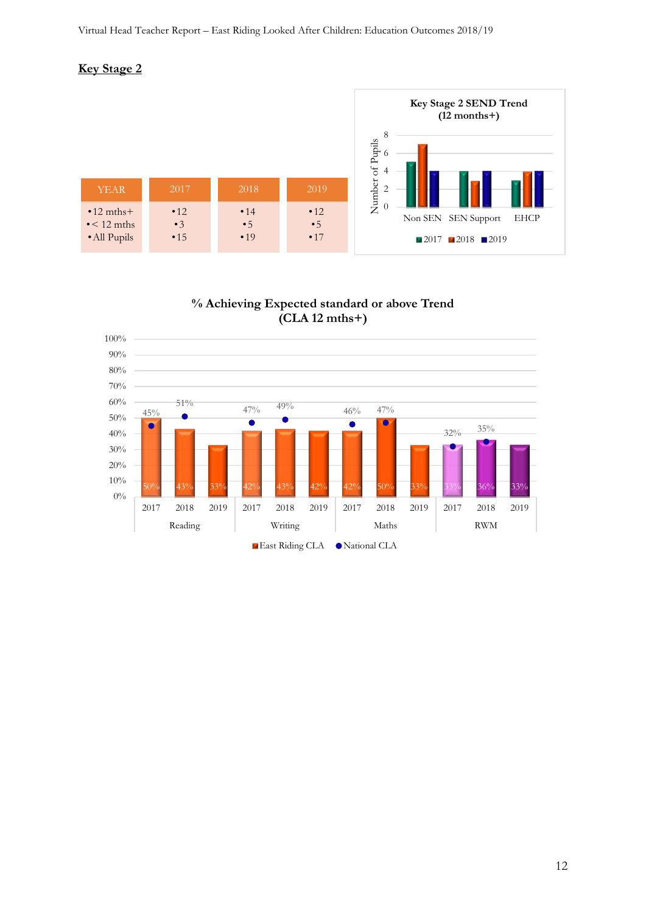## Key Stage 2

| YEAR | 2017 | 2018 | 2019 |
|---|---|---|---|
| 12 mths+ | 12 | 14 | 12 |
| < 12 mths | 3 | 5 | 5 |
| All Pupils | 15 | 19 | 17 |

**Key Stage 2 SEND Trend (12 months+)**

| Number of Pupils | 2017 | 2018 | 2019 |
|---|---|---|---|
| Non SEN | 5 | 7 | 4 |
| SEN Support | 4 | 3 | 4 |
| EHCP | 3 | 4 | 4 |

**% Achieving Expected standard or above Trend (CLA 12 mths+)**

| Subject | Year | East Riding CLA | National CLA |
|---|---|---|---|
| Reading | 2017 | 50% | 45% |
| Reading | 2018 | 43% | 51% |
| Reading | 2019 | 33% | |
| Writing | 2017 | 42% | 47% |
| Writing | 2018 | 43% | 49% |
| Writing | 2019 | 42% | |
| Maths | 2017 | 42% | 46% |
| Maths | 2018 | 50% | 47% |
| Maths | 2019 | 33% | |
| RWM | 2017 | 33% | 32% |
| RWM | 2018 | 36% | 35% |
| RWM | 2019 | 33% | |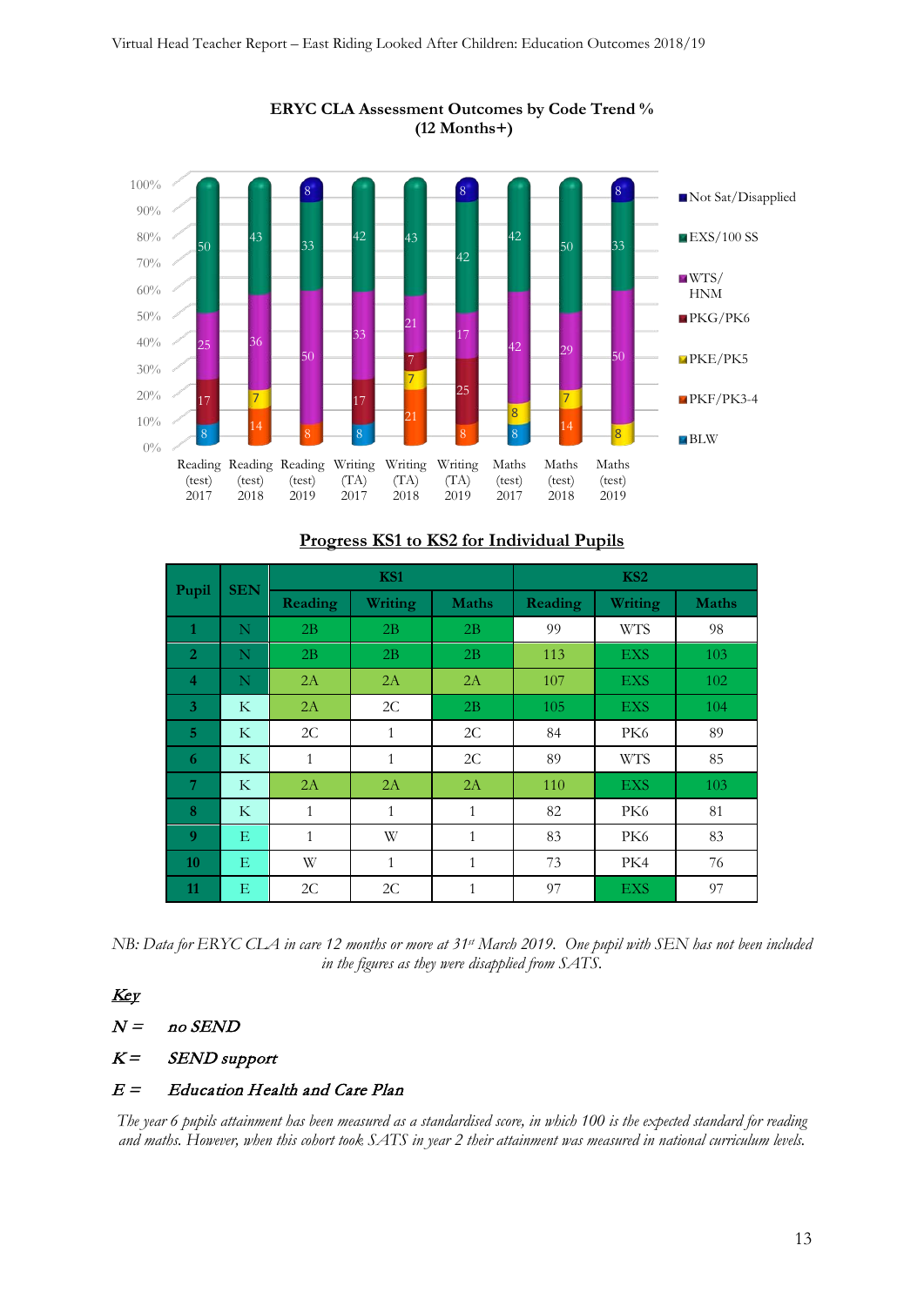**ERYC CLA Assessment Outcomes by Code Trend %**
**(12 Months+)**

| | Reading (test) 2017 | Reading (test) 2018 | Reading (test) 2019 | Writing (TA) 2017 | Writing (TA) 2018 | Writing (TA) 2019 | Maths (test) 2017 | Maths (test) 2018 | Maths (test) 2019 |
|---|---|---|---|---|---|---|---|---|---|
| Not Sat/Disapplied | | | 8 | | | 8 | | | 8 |
| EXS/100 SS | 50 | 43 | 33 | 42 | 43 | 42 | 42 | 50 | 33 |
| WTS/HNM | 25 | 36 | 50 | 33 | 21 | 17 | 42 | 29 | 50 |
| PKG/PK6 | 17 | | | 17 | 7 | 25 | | | |
| PKE/PK5 | | 7 | | | 7 | | 8 | 7 | 8 |
| PKF/PK3-4 | | 14 | 8 | | 21 | 8 | | 14 | |
| BLW | 8 | | | 8 | | | 8 | | |

## Progress KS1 to KS2 for Individual Pupils

| Pupil | SEN | KS1 | | | KS2 | | |
|---|---|---|---|---|---|---|---|
| | | Reading | Writing | Maths | Reading | Writing | Maths |
| 1 | N | 2B | 2B | 2B | 99 | WTS | 98 |
| 2 | N | 2B | 2B | 2B | 113 | EXS | 103 |
| 4 | N | 2A | 2A | 2A | 107 | EXS | 102 |
| 3 | K | 2A | 2C | 2B | 105 | EXS | 104 |
| 5 | K | 2C | 1 | 2C | 84 | PK6 | 89 |
| 6 | K | 1 | 1 | 2C | 89 | WTS | 85 |
| 7 | K | 2A | 2A | 2A | 110 | EXS | 103 |
| 8 | K | 1 | 1 | 1 | 82 | PK6 | 81 |
| 9 | E | 1 | W | 1 | 83 | PK6 | 83 |
| 10 | E | W | 1 | 1 | 73 | PK4 | 76 |
| 11 | E | 2C | 2C | 1 | 97 | EXS | 97 |

*NB: Data for ERYC CLA in care 12 months or more at 31st March 2019. One pupil with SEN has not been included in the figures as they were disapplied from SATS.*

***Key***

***N =*** ***no SEND***

***K =*** ***SEND support***

***E =*** ***Education Health and Care Plan***

*The year 6 pupils attainment has been measured as a standardised score, in which 100 is the expected standard for reading and maths. However, when this cohort took SATS in year 2 their attainment was measured in national curriculum levels.*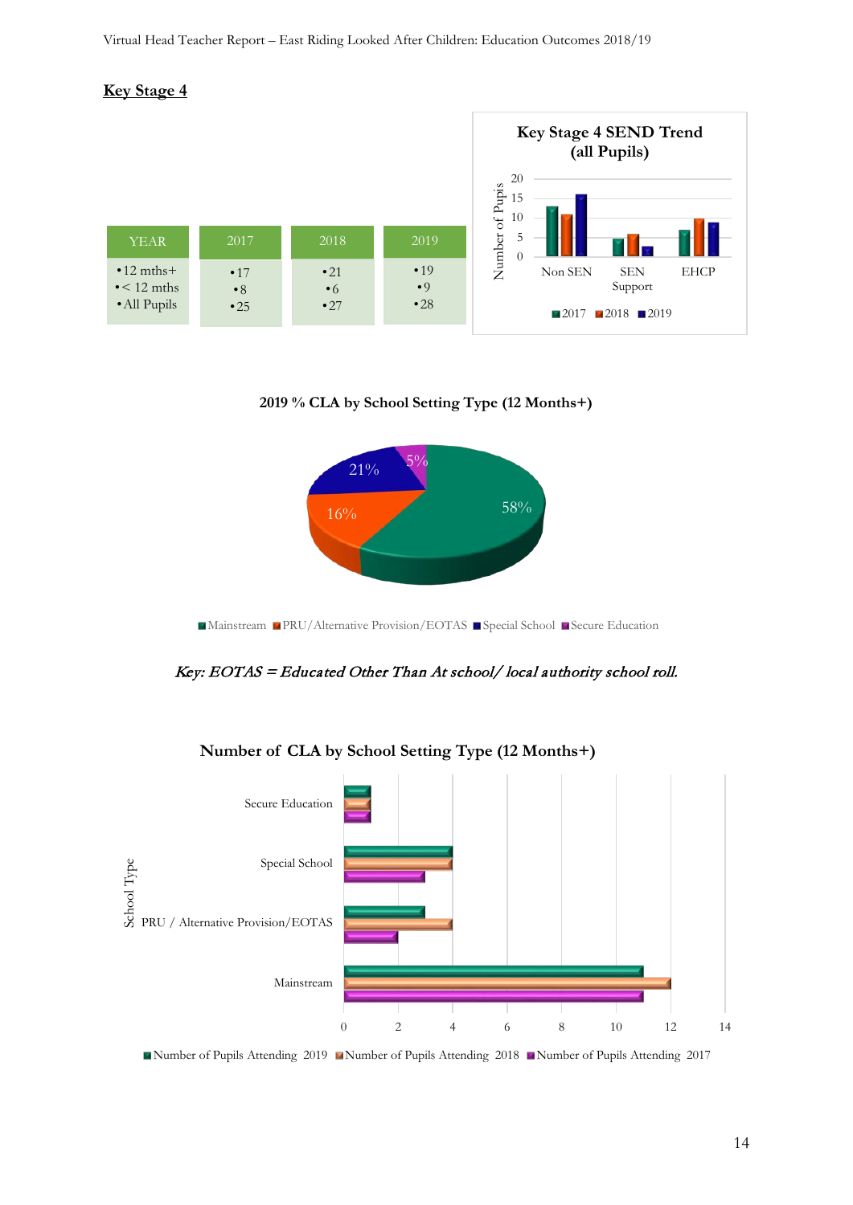## Key Stage 4

| YEAR | 2017 | 2018 | 2019 |
|---|---|---|---|
| 12 mths+ | 17 | 21 | 19 |
| < 12 mths | 8 | 6 | 9 |
| All Pupils | 25 | 27 | 28 |

**Key Stage 4 SEND Trend (all Pupils)**

| | 2017 | 2018 | 2019 |
|---|---|---|---|
| Non SEN | 13 | 11 | 16 |
| SEN Support | 5 | 6 | 3 |
| EHCP | 7 | 10 | 9 |

**2019 % CLA by School Setting Type (12 Months+)**

| School Setting Type | % |
|---|---|
| Mainstream | 58% |
| PRU/Alternative Provision/EOTAS | 16% |
| Special School | 21% |
| Secure Education | 5% |

*Key: EOTAS = Educated Other Than At school/ local authority school roll.*

**Number of CLA by School Setting Type (12 Months+)**

| School Type | Number of Pupils Attending 2019 | Number of Pupils Attending 2018 | Number of Pupils Attending 2017 |
|---|---|---|---|
| Secure Education | 1 | 1 | 1 |
| Special School | 4 | 4 | 3 |
| PRU / Alternative Provision/EOTAS | 3 | 4 | 2 |
| Mainstream | 11 | 12 | 11 |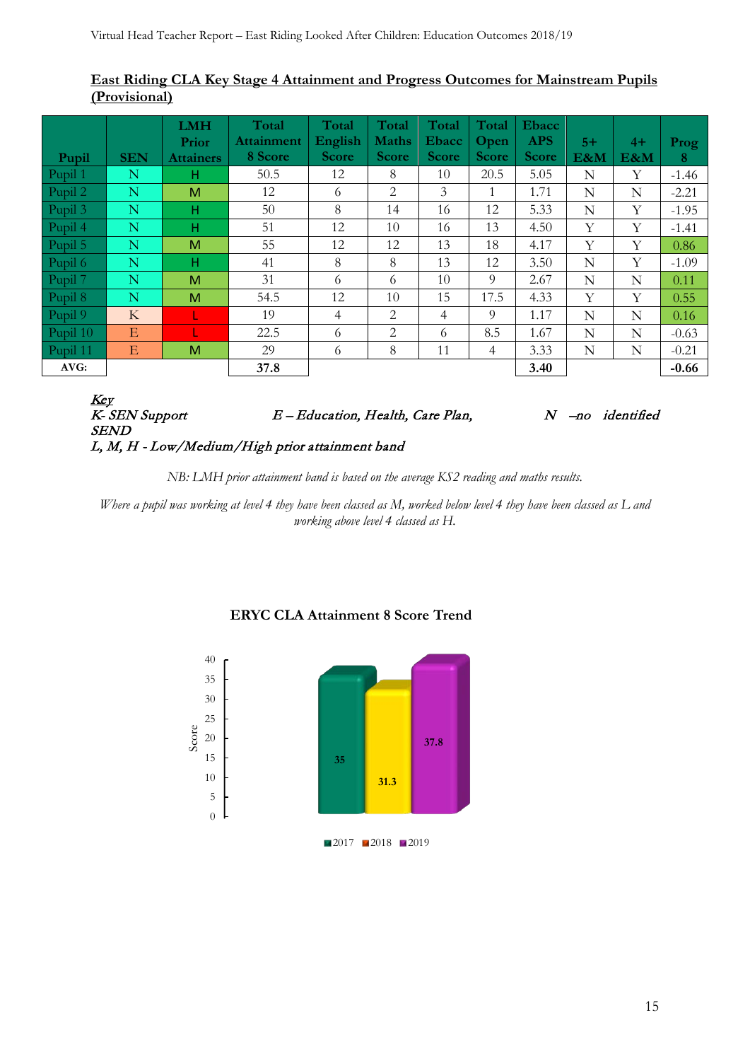**East Riding CLA Key Stage 4 Attainment and Progress Outcomes for Mainstream Pupils (Provisional)**

| Pupil | SEN | LMH Prior Attainers | Total Attainment 8 Score | Total English Score | Total Maths Score | Total Ebacc Score | Total Open Score | Ebacc APS Score | 5+ E&M | 4+ E&M | Prog 8 |
|---|---|---|---|---|---|---|---|---|---|---|---|
| Pupil 1 | N | H | 50.5 | 12 | 8 | 10 | 20.5 | 5.05 | N | Y | -1.46 |
| Pupil 2 | N | M | 12 | 6 | 2 | 3 | 1 | 1.71 | N | N | -2.21 |
| Pupil 3 | N | H | 50 | 8 | 14 | 16 | 12 | 5.33 | N | Y | -1.95 |
| Pupil 4 | N | H | 51 | 12 | 10 | 16 | 13 | 4.50 | Y | Y | -1.41 |
| Pupil 5 | N | M | 55 | 12 | 12 | 13 | 18 | 4.17 | Y | Y | 0.86 |
| Pupil 6 | N | H | 41 | 8 | 8 | 13 | 12 | 3.50 | N | Y | -1.09 |
| Pupil 7 | N | M | 31 | 6 | 6 | 10 | 9 | 2.67 | N | N | 0.11 |
| Pupil 8 | N | M | 54.5 | 12 | 10 | 15 | 17.5 | 4.33 | Y | Y | 0.55 |
| Pupil 9 | K | L | 19 | 4 | 2 | 4 | 9 | 1.17 | N | N | 0.16 |
| Pupil 10 | E | L | 22.5 | 6 | 2 | 6 | 8.5 | 1.67 | N | N | -0.63 |
| Pupil 11 | E | M | 29 | 6 | 8 | 11 | 4 | 3.33 | N | N | -0.21 |
| **AVG:** | | | **37.8** | | | | | **3.40** | | | **-0.66** |

***Key***
*K- SEN Support* *E – Education, Health, Care Plan, SEND* *N –no identified*
*L, M, H - Low/Medium/High prior attainment band*

*NB: LMH prior attainment band is based on the average KS2 reading and maths results.*

*Where a pupil was working at level 4 they have been classed as M, worked below level 4 they have been classed as L and working above level 4 classed as H.*

**ERYC CLA Attainment 8 Score Trend**

| Year | Score |
|---|---|
| 2017 | 35 |
| 2018 | 31.3 |
| 2019 | 37.8 |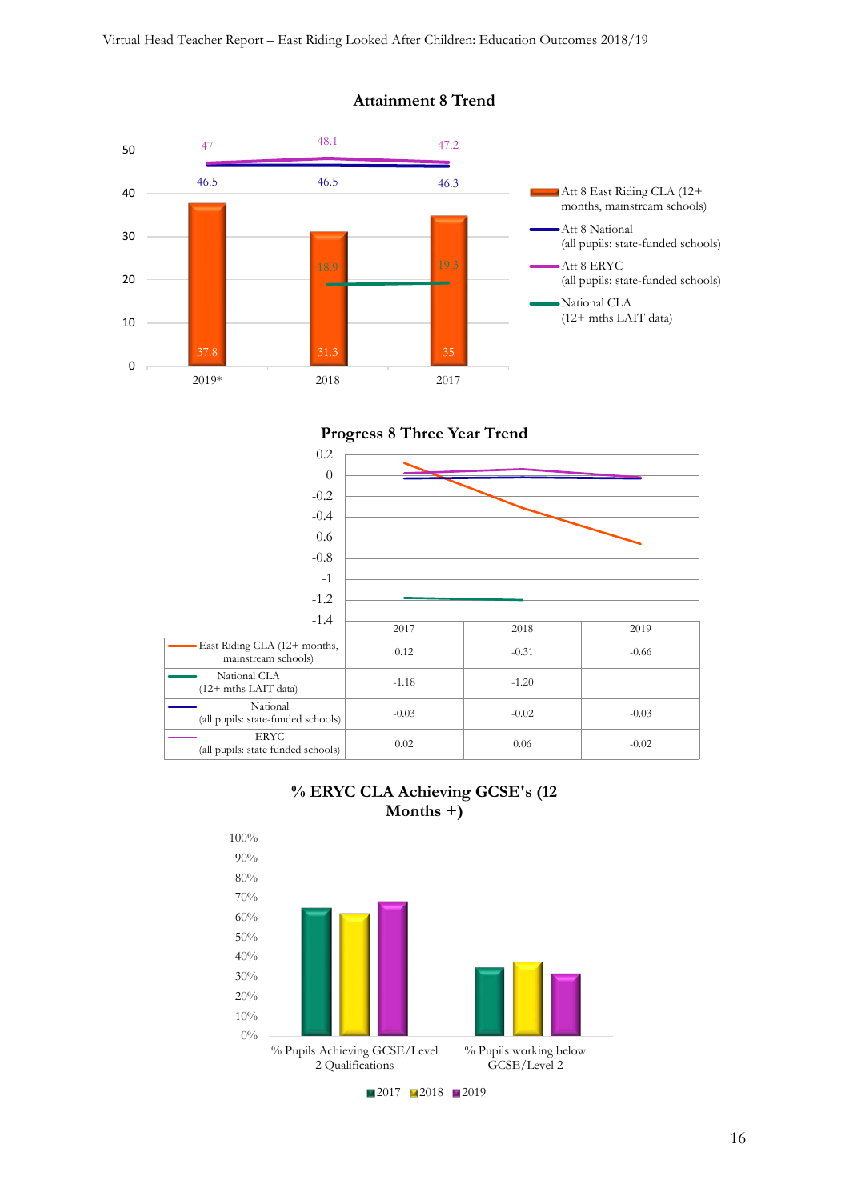## Attainment 8 Trend

| | 2019* | 2018 | 2017 |
|---|---|---|---|
| Att 8 East Riding CLA (12+ months, mainstream schools) | 37.8 | 31.3 | 35 |
| Att 8 National (all pupils: state-funded schools) | 46.5 | 46.5 | 46.3 |
| Att 8 ERYC (all pupils: state-funded schools) | 47 | 48.1 | 47.2 |
| National CLA (12+ mths LAIT data) | | 18.9 | 19.3 |

## Progress 8 Three Year Trend

| | 2017 | 2018 | 2019 |
|---|---|---|---|
| East Riding CLA (12+ months, mainstream schools) | 0.12 | -0.31 | -0.66 |
| National CLA (12+ mths LAIT data) | -1.18 | -1.20 | |
| National (all pupils: state-funded schools) | -0.03 | -0.02 | -0.03 |
| ERYC (all pupils: state funded schools) | 0.02 | 0.06 | -0.02 |

## % ERYC CLA Achieving GCSE's (12 Months +)

| | 2017 | 2018 | 2019 |
|---|---|---|---|
| % Pupils Achieving GCSE/Level 2 Qualifications | ~65% | ~62% | ~68% |
| % Pupils working below GCSE/Level 2 | ~35% | ~38% | ~32% |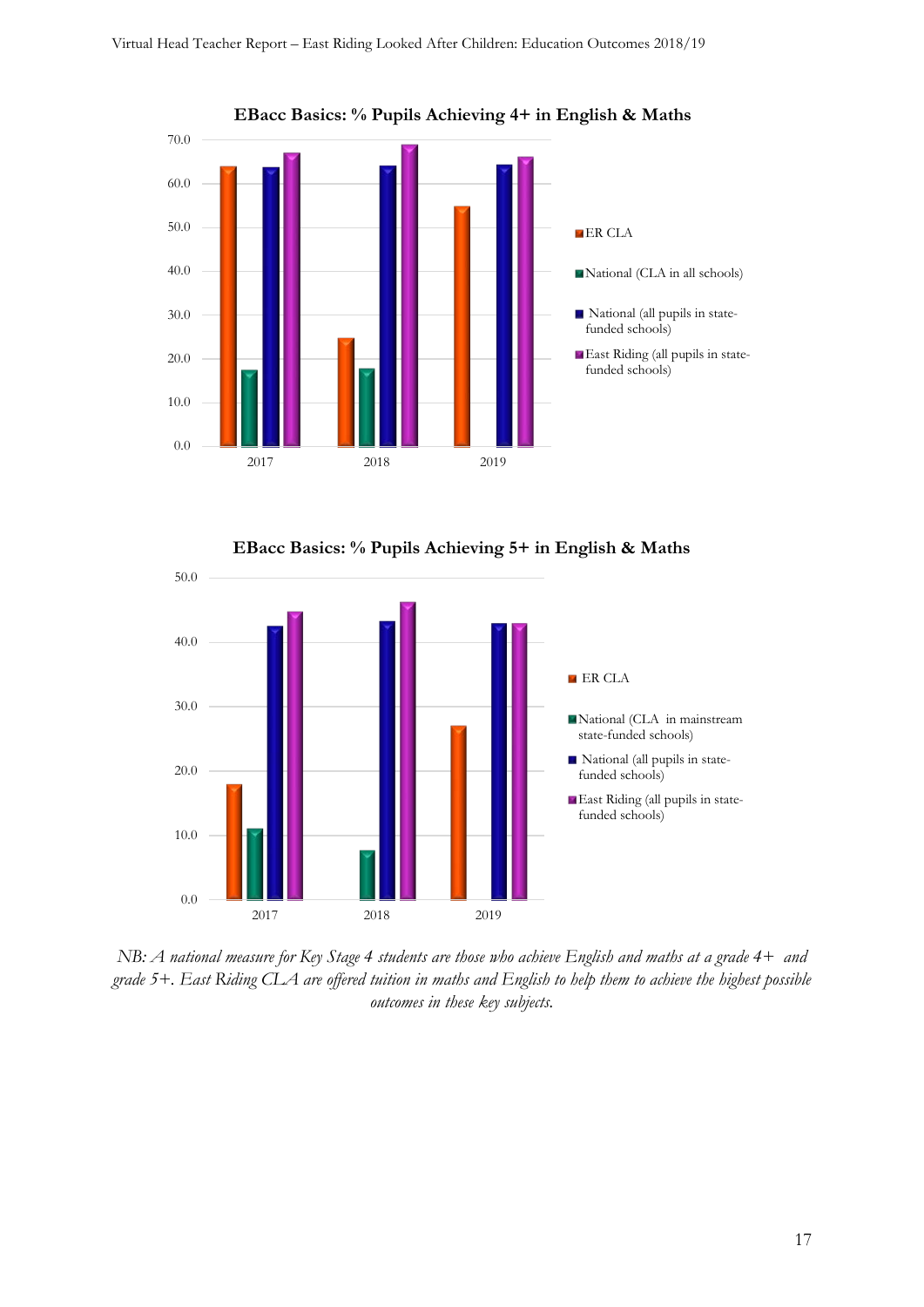**EBacc Basics: % Pupils Achieving 4+ in English & Maths**

**EBacc Basics: % Pupils Achieving 5+ in English & Maths**

*NB: A national measure for Key Stage 4 students are those who achieve English and maths at a grade 4+ and grade 5+. East Riding CLA are offered tuition in maths and English to help them to achieve the highest possible outcomes in these key subjects.*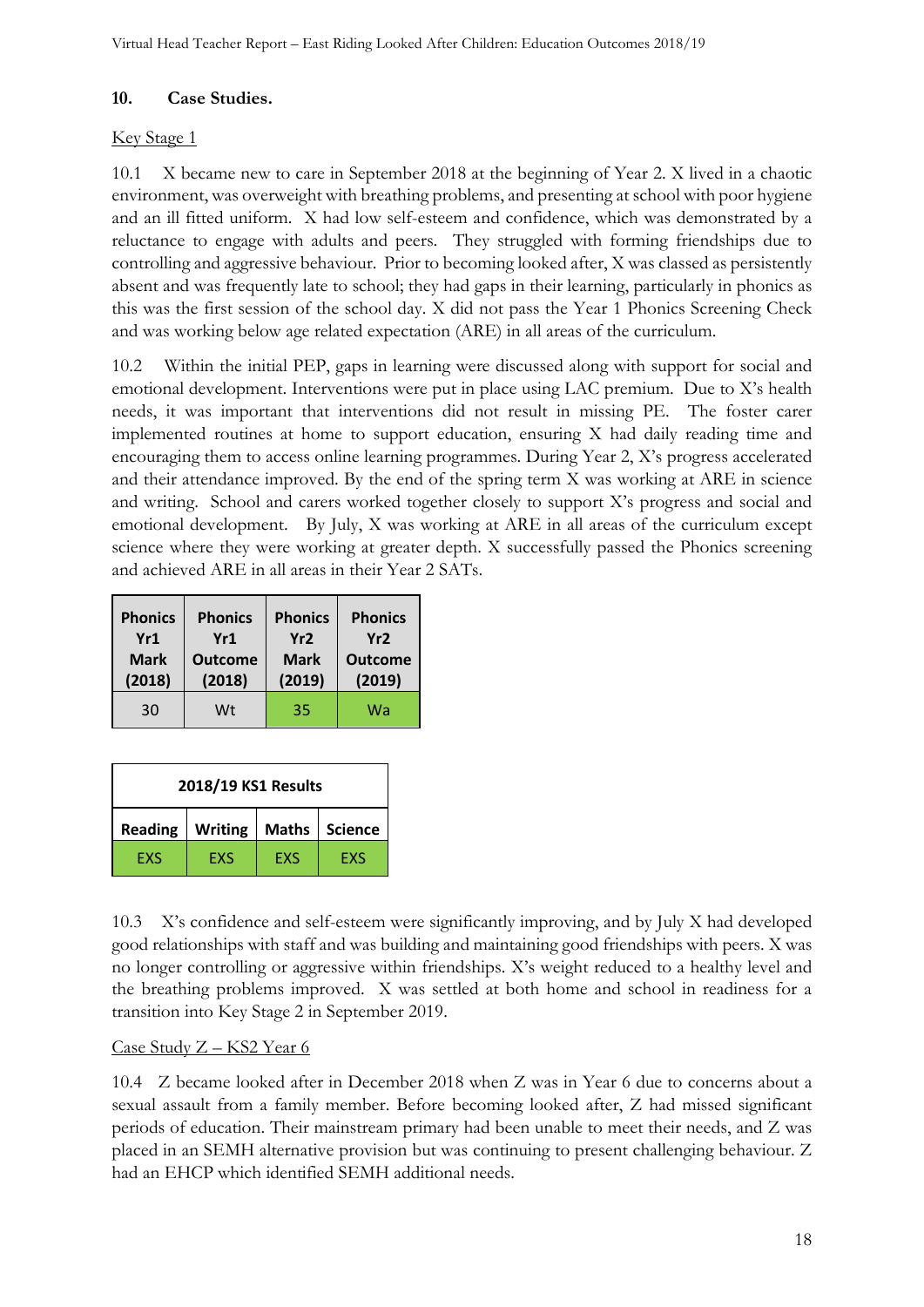## 10. Case Studies.

Key Stage 1

10.1 X became new to care in September 2018 at the beginning of Year 2. X lived in a chaotic environment, was overweight with breathing problems, and presenting at school with poor hygiene and an ill fitted uniform. X had low self-esteem and confidence, which was demonstrated by a reluctance to engage with adults and peers. They struggled with forming friendships due to controlling and aggressive behaviour. Prior to becoming looked after, X was classed as persistently absent and was frequently late to school; they had gaps in their learning, particularly in phonics as this was the first session of the school day. X did not pass the Year 1 Phonics Screening Check and was working below age related expectation (ARE) in all areas of the curriculum.

10.2 Within the initial PEP, gaps in learning were discussed along with support for social and emotional development. Interventions were put in place using LAC premium. Due to X's health needs, it was important that interventions did not result in missing PE. The foster carer implemented routines at home to support education, ensuring X had daily reading time and encouraging them to access online learning programmes. During Year 2, X's progress accelerated and their attendance improved. By the end of the spring term X was working at ARE in science and writing. School and carers worked together closely to support X's progress and social and emotional development. By July, X was working at ARE in all areas of the curriculum except science where they were working at greater depth. X successfully passed the Phonics screening and achieved ARE in all areas in their Year 2 SATs.

| Phonics Yr1 Mark (2018) | Phonics Yr1 Outcome (2018) | Phonics Yr2 Mark (2019) | Phonics Yr2 Outcome (2019) |
|---|---|---|---|
| 30 | Wt | 35 | Wa |

| 2018/19 KS1 Results | | | |
|---|---|---|---|
| Reading | Writing | Maths | Science |
| EXS | EXS | EXS | EXS |

10.3 X's confidence and self-esteem were significantly improving, and by July X had developed good relationships with staff and was building and maintaining good friendships with peers. X was no longer controlling or aggressive within friendships. X's weight reduced to a healthy level and the breathing problems improved. X was settled at both home and school in readiness for a transition into Key Stage 2 in September 2019.

Case Study Z – KS2 Year 6

10.4 Z became looked after in December 2018 when Z was in Year 6 due to concerns about a sexual assault from a family member. Before becoming looked after, Z had missed significant periods of education. Their mainstream primary had been unable to meet their needs, and Z was placed in an SEMH alternative provision but was continuing to present challenging behaviour. Z had an EHCP which identified SEMH additional needs.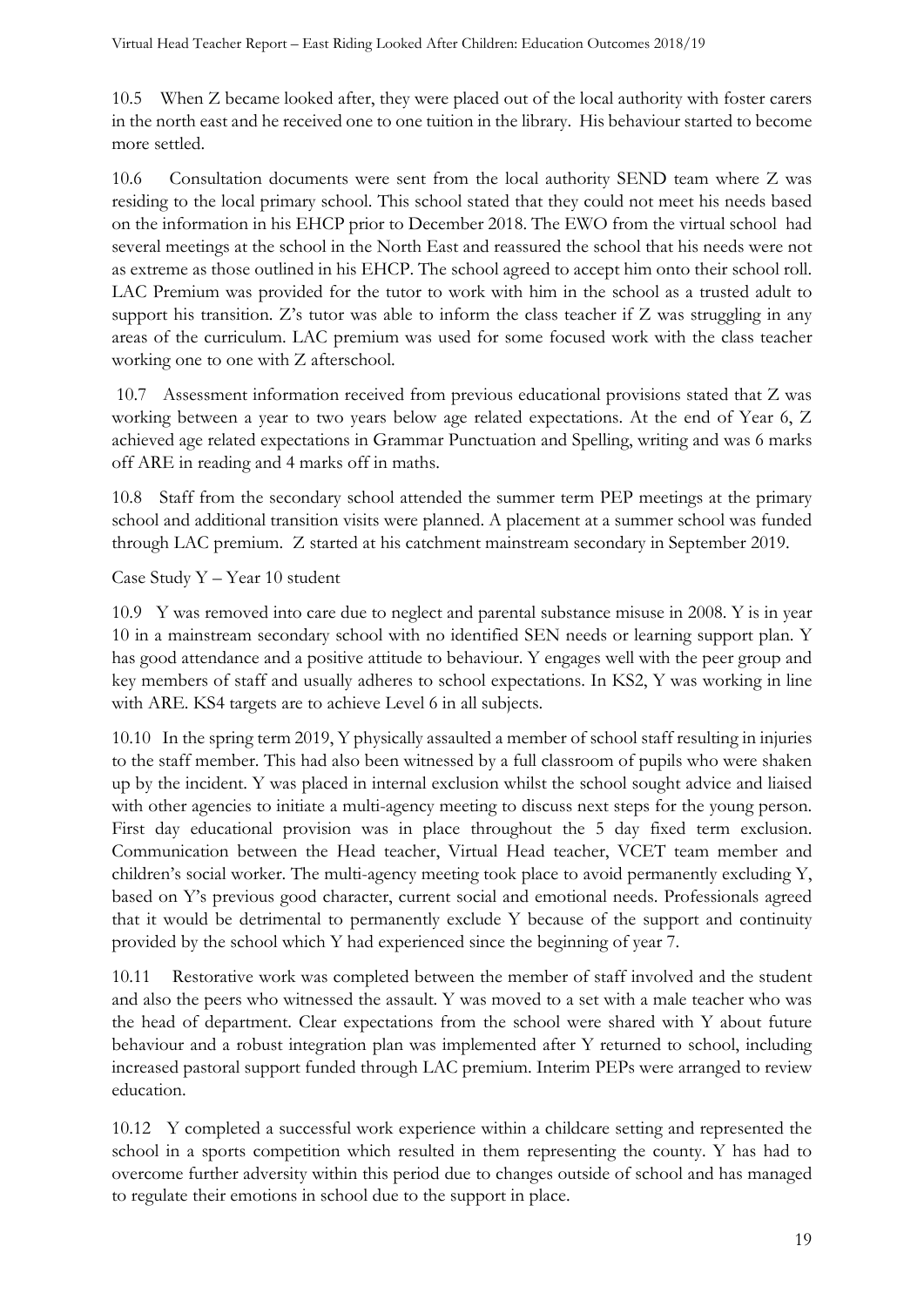10.5 When Z became looked after, they were placed out of the local authority with foster carers in the north east and he received one to one tuition in the library. His behaviour started to become more settled.

10.6 Consultation documents were sent from the local authority SEND team where Z was residing to the local primary school. This school stated that they could not meet his needs based on the information in his EHCP prior to December 2018. The EWO from the virtual school had several meetings at the school in the North East and reassured the school that his needs were not as extreme as those outlined in his EHCP. The school agreed to accept him onto their school roll. LAC Premium was provided for the tutor to work with him in the school as a trusted adult to support his transition. Z's tutor was able to inform the class teacher if Z was struggling in any areas of the curriculum. LAC premium was used for some focused work with the class teacher working one to one with Z afterschool.

10.7 Assessment information received from previous educational provisions stated that Z was working between a year to two years below age related expectations. At the end of Year 6, Z achieved age related expectations in Grammar Punctuation and Spelling, writing and was 6 marks off ARE in reading and 4 marks off in maths.

10.8 Staff from the secondary school attended the summer term PEP meetings at the primary school and additional transition visits were planned. A placement at a summer school was funded through LAC premium. Z started at his catchment mainstream secondary in September 2019.

Case Study Y – Year 10 student

10.9 Y was removed into care due to neglect and parental substance misuse in 2008. Y is in year 10 in a mainstream secondary school with no identified SEN needs or learning support plan. Y has good attendance and a positive attitude to behaviour. Y engages well with the peer group and key members of staff and usually adheres to school expectations. In KS2, Y was working in line with ARE. KS4 targets are to achieve Level 6 in all subjects.

10.10 In the spring term 2019, Y physically assaulted a member of school staff resulting in injuries to the staff member. This had also been witnessed by a full classroom of pupils who were shaken up by the incident. Y was placed in internal exclusion whilst the school sought advice and liaised with other agencies to initiate a multi-agency meeting to discuss next steps for the young person. First day educational provision was in place throughout the 5 day fixed term exclusion. Communication between the Head teacher, Virtual Head teacher, VCET team member and children's social worker. The multi-agency meeting took place to avoid permanently excluding Y, based on Y's previous good character, current social and emotional needs. Professionals agreed that it would be detrimental to permanently exclude Y because of the support and continuity provided by the school which Y had experienced since the beginning of year 7.

10.11 Restorative work was completed between the member of staff involved and the student and also the peers who witnessed the assault. Y was moved to a set with a male teacher who was the head of department. Clear expectations from the school were shared with Y about future behaviour and a robust integration plan was implemented after Y returned to school, including increased pastoral support funded through LAC premium. Interim PEPs were arranged to review education.

10.12 Y completed a successful work experience within a childcare setting and represented the school in a sports competition which resulted in them representing the county. Y has had to overcome further adversity within this period due to changes outside of school and has managed to regulate their emotions in school due to the support in place.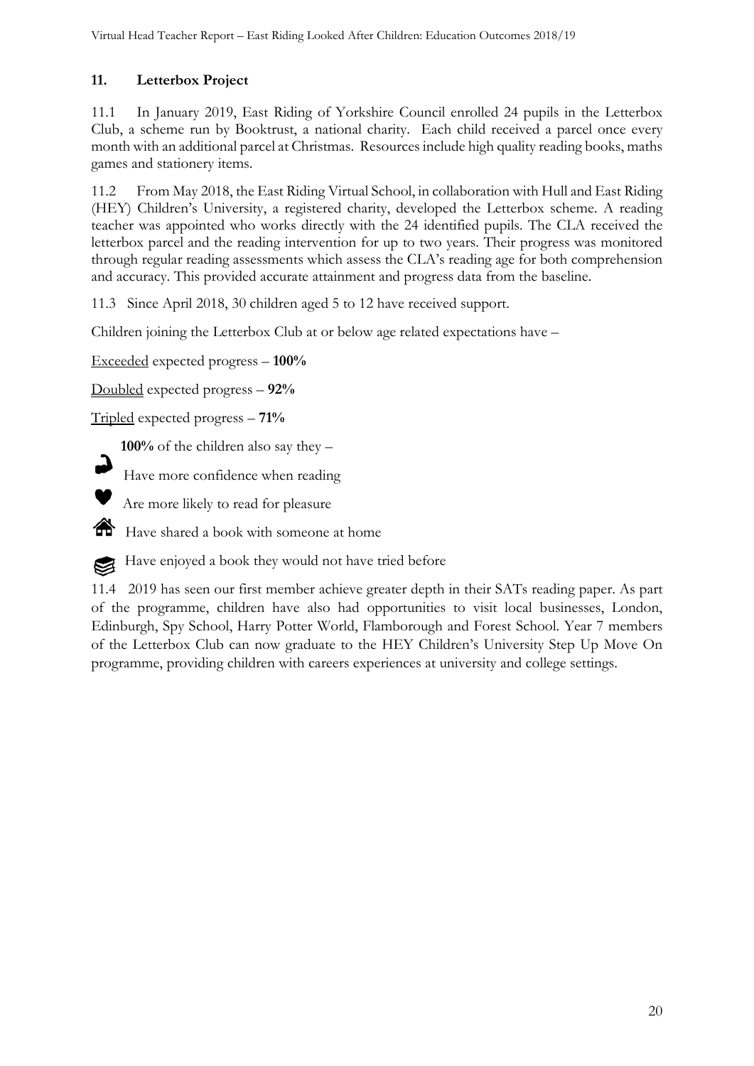## 11. Letterbox Project

11.1 In January 2019, East Riding of Yorkshire Council enrolled 24 pupils in the Letterbox Club, a scheme run by Booktrust, a national charity. Each child received a parcel once every month with an additional parcel at Christmas. Resources include high quality reading books, maths games and stationery items.

11.2 From May 2018, the East Riding Virtual School, in collaboration with Hull and East Riding (HEY) Children's University, a registered charity, developed the Letterbox scheme. A reading teacher was appointed who works directly with the 24 identified pupils. The CLA received the letterbox parcel and the reading intervention for up to two years. Their progress was monitored through regular reading assessments which assess the CLA's reading age for both comprehension and accuracy. This provided accurate attainment and progress data from the baseline.

11.3 Since April 2018, 30 children aged 5 to 12 have received support.

Children joining the Letterbox Club at or below age related expectations have –

<u>Exceeded</u> expected progress – **100%**

<u>Doubled</u> expected progress – **92%**

<u>Tripled</u> expected progress – **71%**

**100%** of the children also say they –

- Have more confidence when reading
- Are more likely to read for pleasure
- Have shared a book with someone at home
- Have enjoyed a book they would not have tried before

11.4 2019 has seen our first member achieve greater depth in their SATs reading paper. As part of the programme, children have also had opportunities to visit local businesses, London, Edinburgh, Spy School, Harry Potter World, Flamborough and Forest School. Year 7 members of the Letterbox Club can now graduate to the HEY Children's University Step Up Move On programme, providing children with careers experiences at university and college settings.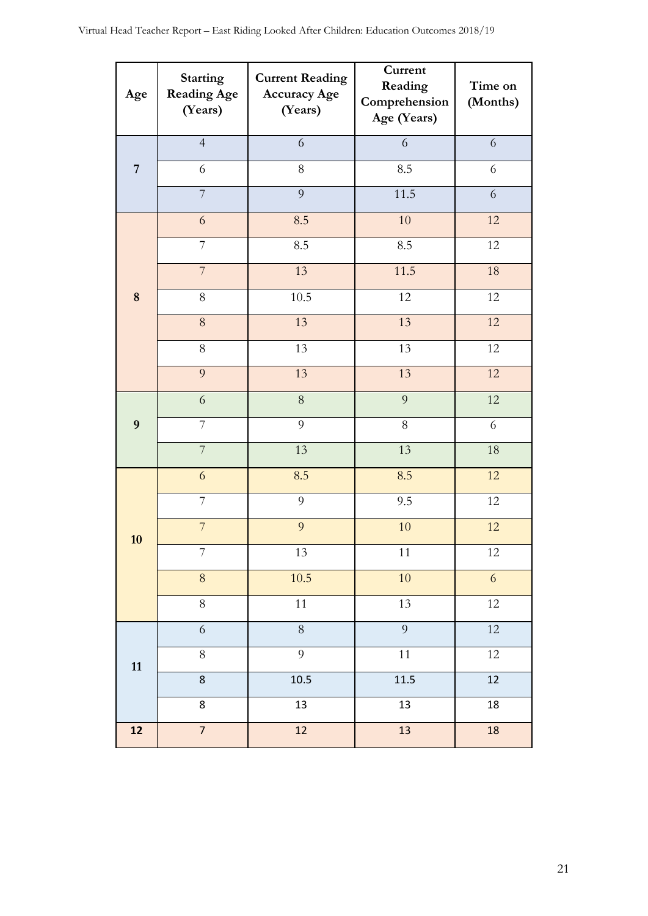| Age | Starting Reading Age (Years) | Current Reading Accuracy Age (Years) | Current Reading Comprehension Age (Years) | Time on (Months) |
|---|---|---|---|---|
| 7 | 4 | 6 | 6 | 6 |
| | 6 | 8 | 8.5 | 6 |
| | 7 | 9 | 11.5 | 6 |
| 8 | 6 | 8.5 | 10 | 12 |
| | 7 | 8.5 | 8.5 | 12 |
| | 7 | 13 | 11.5 | 18 |
| | 8 | 10.5 | 12 | 12 |
| | 8 | 13 | 13 | 12 |
| | 8 | 13 | 13 | 12 |
| | 9 | 13 | 13 | 12 |
| 9 | 6 | 8 | 9 | 12 |
| | 7 | 9 | 8 | 6 |
| | 7 | 13 | 13 | 18 |
| 10 | 6 | 8.5 | 8.5 | 12 |
| | 7 | 9 | 9.5 | 12 |
| | 7 | 9 | 10 | 12 |
| | 7 | 13 | 11 | 12 |
| | 8 | 10.5 | 10 | 6 |
| | 8 | 11 | 13 | 12 |
| 11 | 6 | 8 | 9 | 12 |
| | 8 | 9 | 11 | 12 |
| | 8 | 10.5 | 11.5 | 12 |
| | 8 | 13 | 13 | 18 |
| 12 | 7 | 12 | 13 | 18 |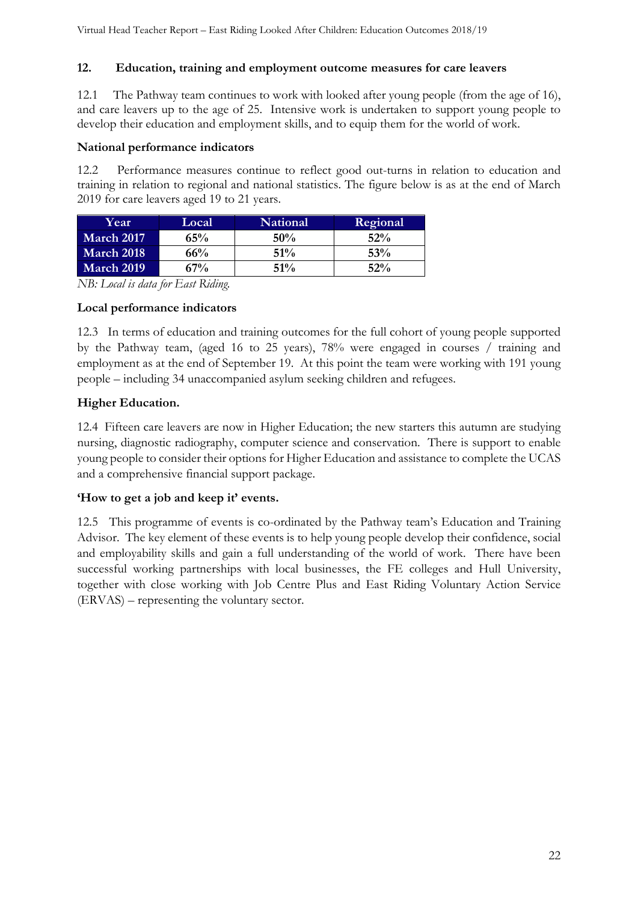## 12. Education, training and employment outcome measures for care leavers

12.1 The Pathway team continues to work with looked after young people (from the age of 16), and care leavers up to the age of 25. Intensive work is undertaken to support young people to develop their education and employment skills, and to equip them for the world of work.

### National performance indicators

12.2 Performance measures continue to reflect good out-turns in relation to education and training in relation to regional and national statistics. The figure below is as at the end of March 2019 for care leavers aged 19 to 21 years.

| Year | Local | National | Regional |
|---|---|---|---|
| March 2017 | 65% | 50% | 52% |
| March 2018 | 66% | 51% | 53% |
| March 2019 | 67% | 51% | 52% |

*NB: Local is data for East Riding.*

### Local performance indicators

12.3 In terms of education and training outcomes for the full cohort of young people supported by the Pathway team, (aged 16 to 25 years), 78% were engaged in courses / training and employment as at the end of September 19. At this point the team were working with 191 young people – including 34 unaccompanied asylum seeking children and refugees.

### Higher Education.

12.4 Fifteen care leavers are now in Higher Education; the new starters this autumn are studying nursing, diagnostic radiography, computer science and conservation. There is support to enable young people to consider their options for Higher Education and assistance to complete the UCAS and a comprehensive financial support package.

### 'How to get a job and keep it' events.

12.5 This programme of events is co-ordinated by the Pathway team's Education and Training Advisor. The key element of these events is to help young people develop their confidence, social and employability skills and gain a full understanding of the world of work. There have been successful working partnerships with local businesses, the FE colleges and Hull University, together with close working with Job Centre Plus and East Riding Voluntary Action Service (ERVAS) – representing the voluntary sector.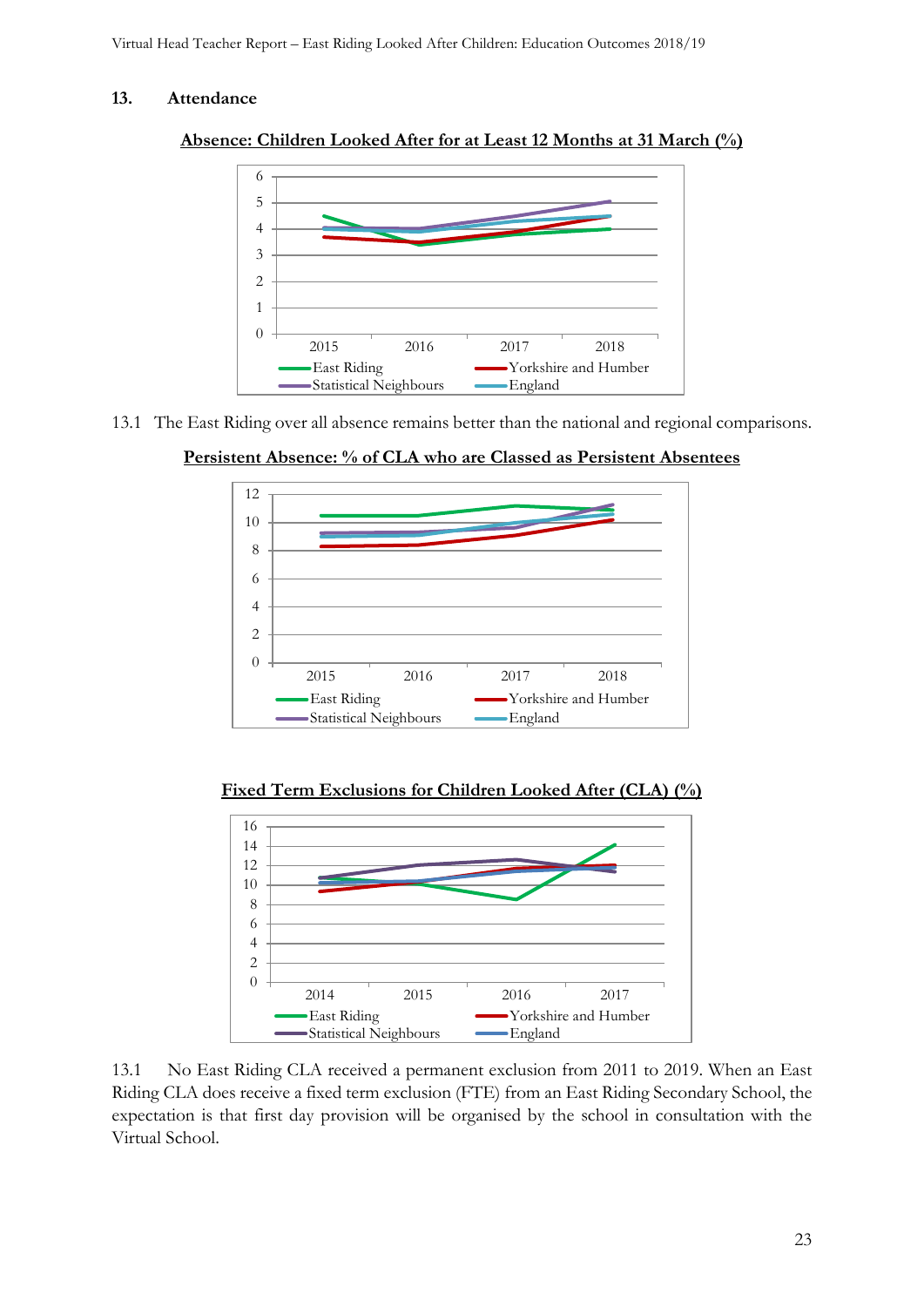## 13. Attendance

**Absence: Children Looked After for at Least 12 Months at 31 March (%)**

13.1 The East Riding over all absence remains better than the national and regional comparisons.

**Persistent Absence: % of CLA who are Classed as Persistent Absentees**

**Fixed Term Exclusions for Children Looked After (CLA) (%)**

13.1 No East Riding CLA received a permanent exclusion from 2011 to 2019. When an East Riding CLA does receive a fixed term exclusion (FTE) from an East Riding Secondary School, the expectation is that first day provision will be organised by the school in consultation with the Virtual School.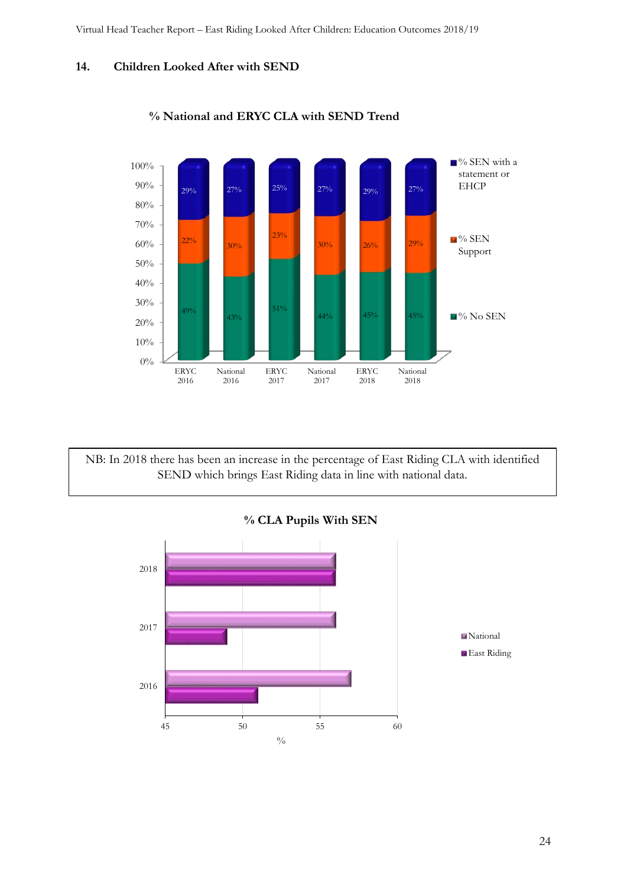## 14. Children Looked After with SEND

**% National and ERYC CLA with SEND Trend**

| | ERYC 2016 | National 2016 | ERYC 2017 | National 2017 | ERYC 2018 | National 2018 |
|---|---|---|---|---|---|---|
| % SEN with a statement or EHCP | 29% | 27% | 25% | 27% | 29% | 27% |
| % SEN Support | 22% | 30% | 23% | 30% | 26% | 29% |
| % No SEN | 49% | 43% | 51% | 44% | 45% | 45% |

NB: In 2018 there has been an increase in the percentage of East Riding CLA with identified SEND which brings East Riding data in line with national data.

**% CLA Pupils With SEN**

| | National | East Riding |
|---|---|---|
| 2018 | 56 | 56 |
| 2017 | 56 | 49 |
| 2016 | 57 | 51 |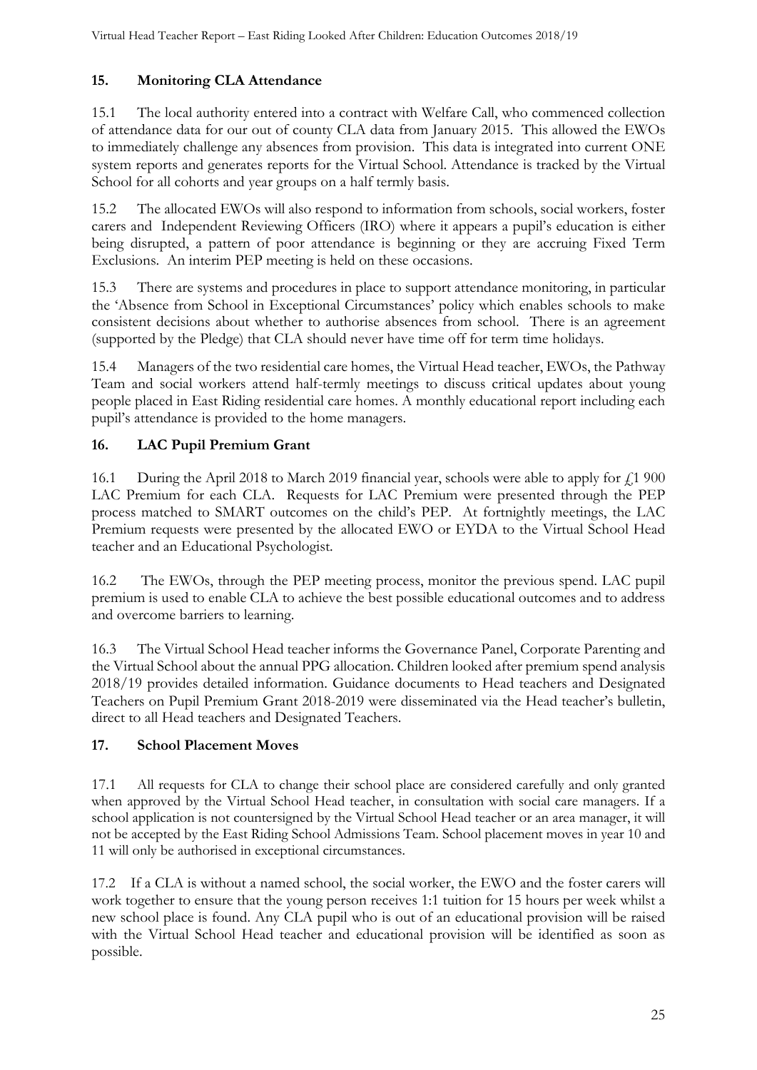## 15. Monitoring CLA Attendance

15.1 The local authority entered into a contract with Welfare Call, who commenced collection of attendance data for our out of county CLA data from January 2015. This allowed the EWOs to immediately challenge any absences from provision. This data is integrated into current ONE system reports and generates reports for the Virtual School. Attendance is tracked by the Virtual School for all cohorts and year groups on a half termly basis.

15.2 The allocated EWOs will also respond to information from schools, social workers, foster carers and Independent Reviewing Officers (IRO) where it appears a pupil's education is either being disrupted, a pattern of poor attendance is beginning or they are accruing Fixed Term Exclusions. An interim PEP meeting is held on these occasions.

15.3 There are systems and procedures in place to support attendance monitoring, in particular the 'Absence from School in Exceptional Circumstances' policy which enables schools to make consistent decisions about whether to authorise absences from school. There is an agreement (supported by the Pledge) that CLA should never have time off for term time holidays.

15.4 Managers of the two residential care homes, the Virtual Head teacher, EWOs, the Pathway Team and social workers attend half-termly meetings to discuss critical updates about young people placed in East Riding residential care homes. A monthly educational report including each pupil's attendance is provided to the home managers.

## 16. LAC Pupil Premium Grant

16.1 During the April 2018 to March 2019 financial year, schools were able to apply for £1 900 LAC Premium for each CLA. Requests for LAC Premium were presented through the PEP process matched to SMART outcomes on the child's PEP. At fortnightly meetings, the LAC Premium requests were presented by the allocated EWO or EYDA to the Virtual School Head teacher and an Educational Psychologist.

16.2 The EWOs, through the PEP meeting process, monitor the previous spend. LAC pupil premium is used to enable CLA to achieve the best possible educational outcomes and to address and overcome barriers to learning.

16.3 The Virtual School Head teacher informs the Governance Panel, Corporate Parenting and the Virtual School about the annual PPG allocation. Children looked after premium spend analysis 2018/19 provides detailed information. Guidance documents to Head teachers and Designated Teachers on Pupil Premium Grant 2018-2019 were disseminated via the Head teacher's bulletin, direct to all Head teachers and Designated Teachers.

## 17. School Placement Moves

17.1 All requests for CLA to change their school place are considered carefully and only granted when approved by the Virtual School Head teacher, in consultation with social care managers. If a school application is not countersigned by the Virtual School Head teacher or an area manager, it will not be accepted by the East Riding School Admissions Team. School placement moves in year 10 and 11 will only be authorised in exceptional circumstances.

17.2 If a CLA is without a named school, the social worker, the EWO and the foster carers will work together to ensure that the young person receives 1:1 tuition for 15 hours per week whilst a new school place is found. Any CLA pupil who is out of an educational provision will be raised with the Virtual School Head teacher and educational provision will be identified as soon as possible.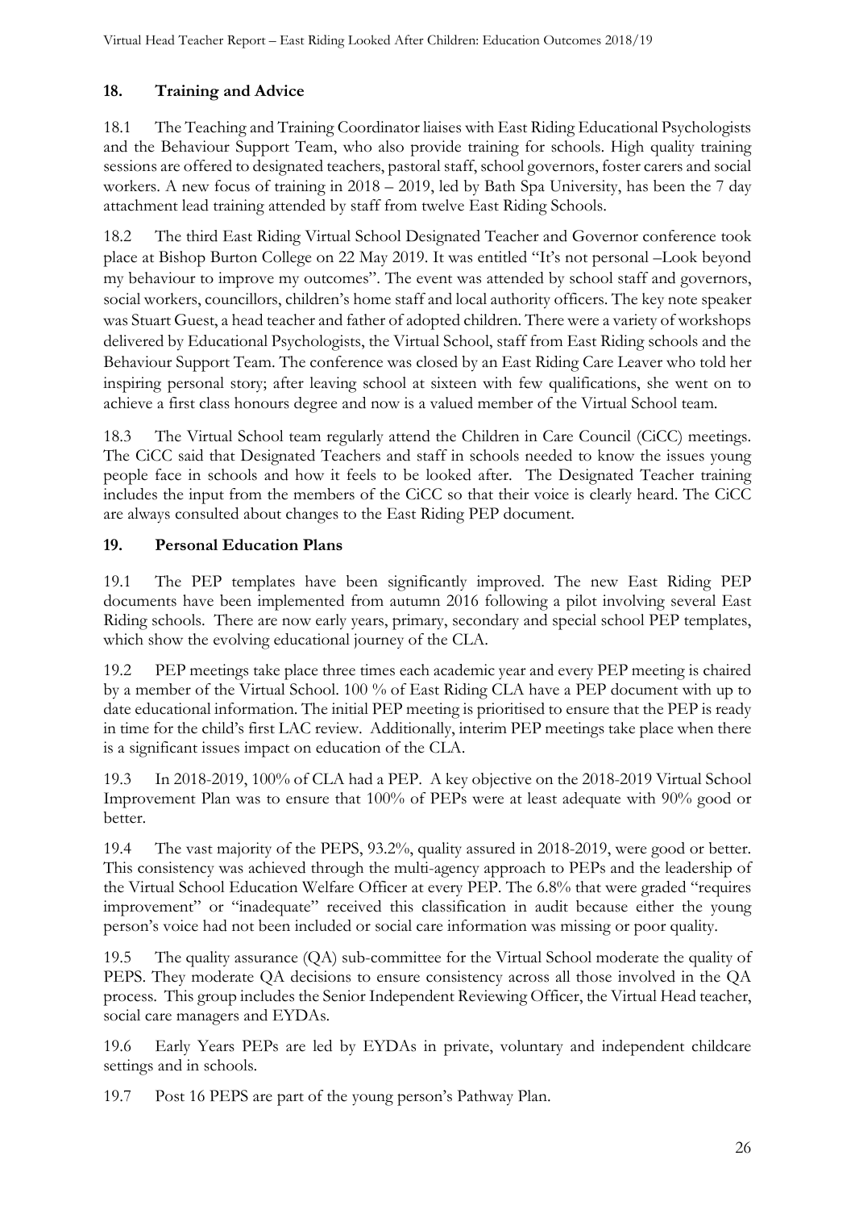## 18. Training and Advice

18.1 The Teaching and Training Coordinator liaises with East Riding Educational Psychologists and the Behaviour Support Team, who also provide training for schools. High quality training sessions are offered to designated teachers, pastoral staff, school governors, foster carers and social workers. A new focus of training in 2018 – 2019, led by Bath Spa University, has been the 7 day attachment lead training attended by staff from twelve East Riding Schools.

18.2 The third East Riding Virtual School Designated Teacher and Governor conference took place at Bishop Burton College on 22 May 2019. It was entitled "It's not personal –Look beyond my behaviour to improve my outcomes". The event was attended by school staff and governors, social workers, councillors, children's home staff and local authority officers. The key note speaker was Stuart Guest, a head teacher and father of adopted children. There were a variety of workshops delivered by Educational Psychologists, the Virtual School, staff from East Riding schools and the Behaviour Support Team. The conference was closed by an East Riding Care Leaver who told her inspiring personal story; after leaving school at sixteen with few qualifications, she went on to achieve a first class honours degree and now is a valued member of the Virtual School team.

18.3 The Virtual School team regularly attend the Children in Care Council (CiCC) meetings. The CiCC said that Designated Teachers and staff in schools needed to know the issues young people face in schools and how it feels to be looked after. The Designated Teacher training includes the input from the members of the CiCC so that their voice is clearly heard. The CiCC are always consulted about changes to the East Riding PEP document.

## 19. Personal Education Plans

19.1 The PEP templates have been significantly improved. The new East Riding PEP documents have been implemented from autumn 2016 following a pilot involving several East Riding schools. There are now early years, primary, secondary and special school PEP templates, which show the evolving educational journey of the CLA.

19.2 PEP meetings take place three times each academic year and every PEP meeting is chaired by a member of the Virtual School. 100 % of East Riding CLA have a PEP document with up to date educational information. The initial PEP meeting is prioritised to ensure that the PEP is ready in time for the child's first LAC review. Additionally, interim PEP meetings take place when there is a significant issues impact on education of the CLA.

19.3 In 2018-2019, 100% of CLA had a PEP. A key objective on the 2018-2019 Virtual School Improvement Plan was to ensure that 100% of PEPs were at least adequate with 90% good or better.

19.4 The vast majority of the PEPS, 93.2%, quality assured in 2018-2019, were good or better. This consistency was achieved through the multi-agency approach to PEPs and the leadership of the Virtual School Education Welfare Officer at every PEP. The 6.8% that were graded "requires improvement" or "inadequate" received this classification in audit because either the young person's voice had not been included or social care information was missing or poor quality.

19.5 The quality assurance (QA) sub-committee for the Virtual School moderate the quality of PEPS. They moderate QA decisions to ensure consistency across all those involved in the QA process. This group includes the Senior Independent Reviewing Officer, the Virtual Head teacher, social care managers and EYDAs.

19.6 Early Years PEPs are led by EYDAs in private, voluntary and independent childcare settings and in schools.

19.7 Post 16 PEPS are part of the young person's Pathway Plan.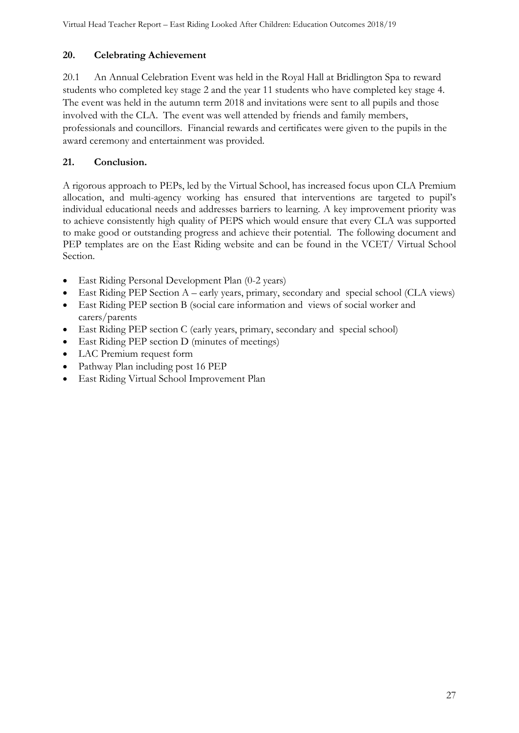## 20. Celebrating Achievement

20.1 An Annual Celebration Event was held in the Royal Hall at Bridlington Spa to reward students who completed key stage 2 and the year 11 students who have completed key stage 4. The event was held in the autumn term 2018 and invitations were sent to all pupils and those involved with the CLA. The event was well attended by friends and family members, professionals and councillors. Financial rewards and certificates were given to the pupils in the award ceremony and entertainment was provided.

## 21. Conclusion.

A rigorous approach to PEPs, led by the Virtual School, has increased focus upon CLA Premium allocation, and multi-agency working has ensured that interventions are targeted to pupil's individual educational needs and addresses barriers to learning. A key improvement priority was to achieve consistently high quality of PEPS which would ensure that every CLA was supported to make good or outstanding progress and achieve their potential. The following document and PEP templates are on the East Riding website and can be found in the VCET/ Virtual School Section.

- East Riding Personal Development Plan (0-2 years)
- East Riding PEP Section A – early years, primary, secondary and special school (CLA views)
- East Riding PEP section B (social care information and views of social worker and carers/parents
- East Riding PEP section C (early years, primary, secondary and special school)
- East Riding PEP section D (minutes of meetings)
- LAC Premium request form
- Pathway Plan including post 16 PEP
- East Riding Virtual School Improvement Plan